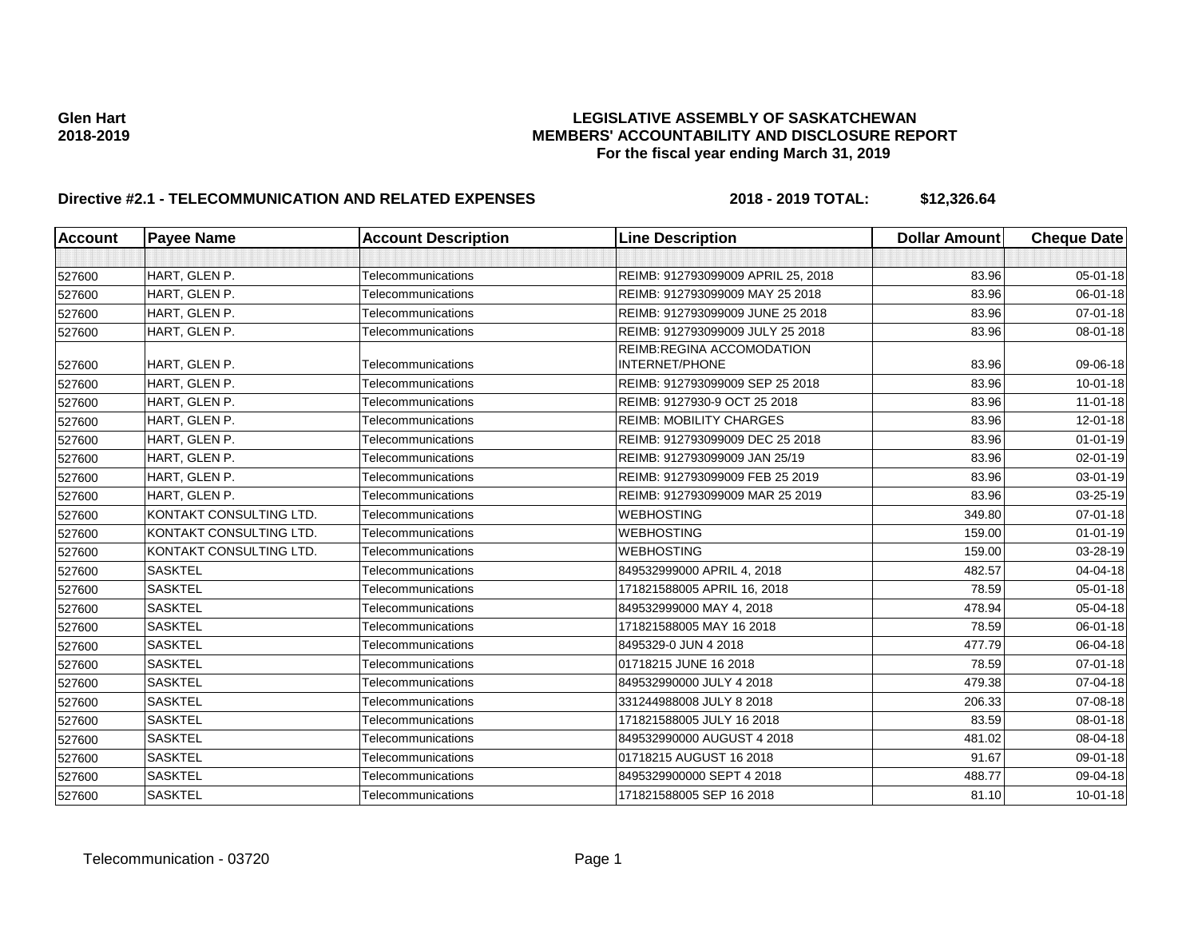**Glen Hart**
**2018-2019**

# LEGISLATIVE ASSEMBLY OF SASKATCHEWAN
## MEMBERS' ACCOUNTABILITY AND DISCLOSURE REPORT
### For the fiscal year ending March 31, 2019

**Directive #2.1 - TELECOMMUNICATION AND RELATED EXPENSES** **2018 - 2019 TOTAL: $12,326.64**

| Account | Payee Name | Account Description | Line Description | Dollar Amount | Cheque Date |
|---|---|---|---|---|---|
| | | | | | |
| 527600 | HART, GLEN P. | Telecommunications | REIMB: 912793099009 APRIL 25, 2018 | 83.96 | 05-01-18 |
| 527600 | HART, GLEN P. | Telecommunications | REIMB: 912793099009 MAY 25 2018 | 83.96 | 06-01-18 |
| 527600 | HART, GLEN P. | Telecommunications | REIMB: 912793099009 JUNE 25 2018 | 83.96 | 07-01-18 |
| 527600 | HART, GLEN P. | Telecommunications | REIMB: 912793099009 JULY 25 2018 | 83.96 | 08-01-18 |
| 527600 | HART, GLEN P. | Telecommunications | REIMB:REGINA ACCOMODATION INTERNET/PHONE | 83.96 | 09-06-18 |
| 527600 | HART, GLEN P. | Telecommunications | REIMB: 912793099009 SEP 25 2018 | 83.96 | 10-01-18 |
| 527600 | HART, GLEN P. | Telecommunications | REIMB: 9127930-9 OCT 25 2018 | 83.96 | 11-01-18 |
| 527600 | HART, GLEN P. | Telecommunications | REIMB: MOBILITY CHARGES | 83.96 | 12-01-18 |
| 527600 | HART, GLEN P. | Telecommunications | REIMB: 912793099009 DEC 25 2018 | 83.96 | 01-01-19 |
| 527600 | HART, GLEN P. | Telecommunications | REIMB: 912793099009 JAN 25/19 | 83.96 | 02-01-19 |
| 527600 | HART, GLEN P. | Telecommunications | REIMB: 912793099009 FEB 25 2019 | 83.96 | 03-01-19 |
| 527600 | HART, GLEN P. | Telecommunications | REIMB: 912793099009 MAR 25 2019 | 83.96 | 03-25-19 |
| 527600 | KONTAKT CONSULTING LTD. | Telecommunications | WEBHOSTING | 349.80 | 07-01-18 |
| 527600 | KONTAKT CONSULTING LTD. | Telecommunications | WEBHOSTING | 159.00 | 01-01-19 |
| 527600 | KONTAKT CONSULTING LTD. | Telecommunications | WEBHOSTING | 159.00 | 03-28-19 |
| 527600 | SASKTEL | Telecommunications | 849532999000 APRIL 4, 2018 | 482.57 | 04-04-18 |
| 527600 | SASKTEL | Telecommunications | 171821588005 APRIL 16, 2018 | 78.59 | 05-01-18 |
| 527600 | SASKTEL | Telecommunications | 849532999000 MAY 4, 2018 | 478.94 | 05-04-18 |
| 527600 | SASKTEL | Telecommunications | 171821588005 MAY 16 2018 | 78.59 | 06-01-18 |
| 527600 | SASKTEL | Telecommunications | 8495329-0 JUN 4 2018 | 477.79 | 06-04-18 |
| 527600 | SASKTEL | Telecommunications | 01718215 JUNE 16 2018 | 78.59 | 07-01-18 |
| 527600 | SASKTEL | Telecommunications | 849532990000 JULY 4 2018 | 479.38 | 07-04-18 |
| 527600 | SASKTEL | Telecommunications | 331244988008 JULY 8 2018 | 206.33 | 07-08-18 |
| 527600 | SASKTEL | Telecommunications | 171821588005 JULY 16 2018 | 83.59 | 08-01-18 |
| 527600 | SASKTEL | Telecommunications | 849532990000 AUGUST 4 2018 | 481.02 | 08-04-18 |
| 527600 | SASKTEL | Telecommunications | 01718215 AUGUST 16 2018 | 91.67 | 09-01-18 |
| 527600 | SASKTEL | Telecommunications | 8495329900000 SEPT 4 2018 | 488.77 | 09-04-18 |
| 527600 | SASKTEL | Telecommunications | 171821588005 SEP 16 2018 | 81.10 | 10-01-18 |

Telecommunication - 03720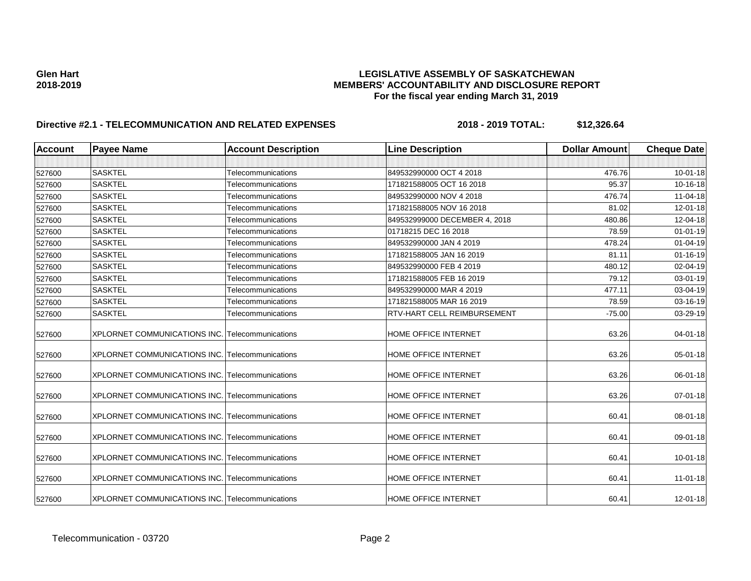**Glen Hart**
**2018-2019**

**LEGISLATIVE ASSEMBLY OF SASKATCHEWAN**
**MEMBERS' ACCOUNTABILITY AND DISCLOSURE REPORT**
**For the fiscal year ending March 31, 2019**

**Directive #2.1 - TELECOMMUNICATION AND RELATED EXPENSES** **2018 - 2019 TOTAL: $12,326.64**

| Account | Payee Name | Account Description | Line Description | Dollar Amount | Cheque Date |
|---|---|---|---|---|---|
| | | | | | |
| 527600 | SASKTEL | Telecommunications | 849532990000 OCT 4 2018 | 476.76 | 10-01-18 |
| 527600 | SASKTEL | Telecommunications | 171821588005 OCT 16 2018 | 95.37 | 10-16-18 |
| 527600 | SASKTEL | Telecommunications | 849532990000 NOV 4 2018 | 476.74 | 11-04-18 |
| 527600 | SASKTEL | Telecommunications | 171821588005 NOV 16 2018 | 81.02 | 12-01-18 |
| 527600 | SASKTEL | Telecommunications | 849532999000 DECEMBER 4, 2018 | 480.86 | 12-04-18 |
| 527600 | SASKTEL | Telecommunications | 01718215 DEC 16 2018 | 78.59 | 01-01-19 |
| 527600 | SASKTEL | Telecommunications | 849532990000 JAN 4 2019 | 478.24 | 01-04-19 |
| 527600 | SASKTEL | Telecommunications | 171821588005 JAN 16 2019 | 81.11 | 01-16-19 |
| 527600 | SASKTEL | Telecommunications | 849532990000 FEB 4 2019 | 480.12 | 02-04-19 |
| 527600 | SASKTEL | Telecommunications | 171821588005 FEB 16 2019 | 79.12 | 03-01-19 |
| 527600 | SASKTEL | Telecommunications | 849532990000 MAR 4 2019 | 477.11 | 03-04-19 |
| 527600 | SASKTEL | Telecommunications | 171821588005 MAR 16 2019 | 78.59 | 03-16-19 |
| 527600 | SASKTEL | Telecommunications | RTV-HART CELL REIMBURSEMENT | -75.00 | 03-29-19 |
| 527600 | XPLORNET COMMUNICATIONS INC. | Telecommunications | HOME OFFICE INTERNET | 63.26 | 04-01-18 |
| 527600 | XPLORNET COMMUNICATIONS INC. | Telecommunications | HOME OFFICE INTERNET | 63.26 | 05-01-18 |
| 527600 | XPLORNET COMMUNICATIONS INC. | Telecommunications | HOME OFFICE INTERNET | 63.26 | 06-01-18 |
| 527600 | XPLORNET COMMUNICATIONS INC. | Telecommunications | HOME OFFICE INTERNET | 63.26 | 07-01-18 |
| 527600 | XPLORNET COMMUNICATIONS INC. | Telecommunications | HOME OFFICE INTERNET | 60.41 | 08-01-18 |
| 527600 | XPLORNET COMMUNICATIONS INC. | Telecommunications | HOME OFFICE INTERNET | 60.41 | 09-01-18 |
| 527600 | XPLORNET COMMUNICATIONS INC. | Telecommunications | HOME OFFICE INTERNET | 60.41 | 10-01-18 |
| 527600 | XPLORNET COMMUNICATIONS INC. | Telecommunications | HOME OFFICE INTERNET | 60.41 | 11-01-18 |
| 527600 | XPLORNET COMMUNICATIONS INC. | Telecommunications | HOME OFFICE INTERNET | 60.41 | 12-01-18 |

Telecommunication - 03720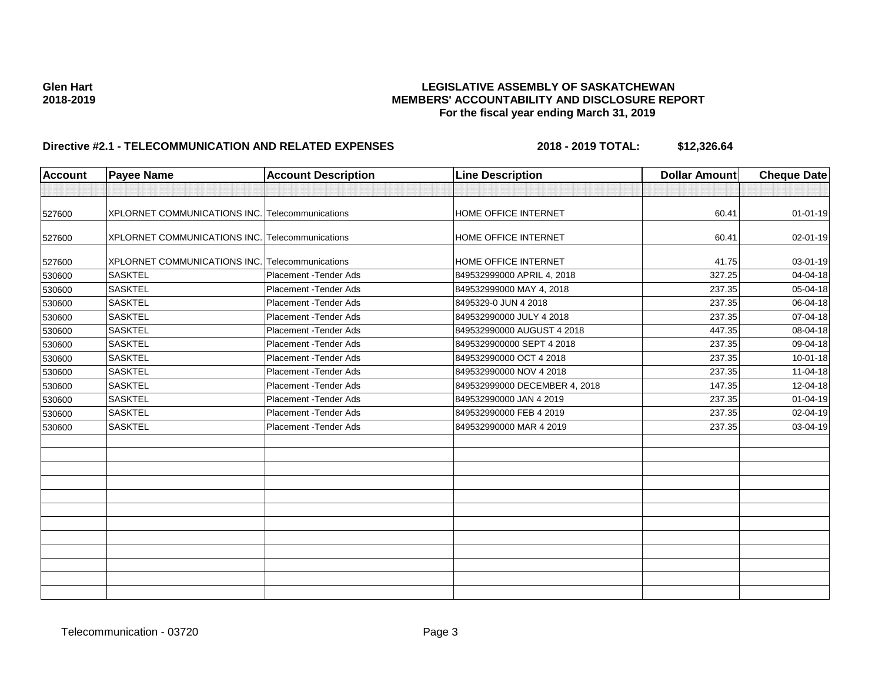**Glen Hart**
**2018-2019**

**LEGISLATIVE ASSEMBLY OF SASKATCHEWAN**
**MEMBERS' ACCOUNTABILITY AND DISCLOSURE REPORT**
**For the fiscal year ending March 31, 2019**

**Directive #2.1 - TELECOMMUNICATION AND RELATED EXPENSES** **2018 - 2019 TOTAL: $12,326.64**

| Account | Payee Name | Account Description | Line Description | Dollar Amount | Cheque Date |
|---|---|---|---|---|---|
| | | | | | |
| 527600 | XPLORNET COMMUNICATIONS INC. | Telecommunications | HOME OFFICE INTERNET | 60.41 | 01-01-19 |
| 527600 | XPLORNET COMMUNICATIONS INC. | Telecommunications | HOME OFFICE INTERNET | 60.41 | 02-01-19 |
| 527600 | XPLORNET COMMUNICATIONS INC. | Telecommunications | HOME OFFICE INTERNET | 41.75 | 03-01-19 |
| 530600 | SASKTEL | Placement -Tender Ads | 849532999000 APRIL 4, 2018 | 327.25 | 04-04-18 |
| 530600 | SASKTEL | Placement -Tender Ads | 849532999000 MAY 4, 2018 | 237.35 | 05-04-18 |
| 530600 | SASKTEL | Placement -Tender Ads | 8495329-0 JUN 4 2018 | 237.35 | 06-04-18 |
| 530600 | SASKTEL | Placement -Tender Ads | 849532990000 JULY 4 2018 | 237.35 | 07-04-18 |
| 530600 | SASKTEL | Placement -Tender Ads | 849532990000 AUGUST 4 2018 | 447.35 | 08-04-18 |
| 530600 | SASKTEL | Placement -Tender Ads | 8495329900000 SEPT 4 2018 | 237.35 | 09-04-18 |
| 530600 | SASKTEL | Placement -Tender Ads | 849532990000 OCT 4 2018 | 237.35 | 10-01-18 |
| 530600 | SASKTEL | Placement -Tender Ads | 849532990000 NOV 4 2018 | 237.35 | 11-04-18 |
| 530600 | SASKTEL | Placement -Tender Ads | 849532999000 DECEMBER 4, 2018 | 147.35 | 12-04-18 |
| 530600 | SASKTEL | Placement -Tender Ads | 849532990000 JAN 4 2019 | 237.35 | 01-04-19 |
| 530600 | SASKTEL | Placement -Tender Ads | 849532990000 FEB 4 2019 | 237.35 | 02-04-19 |
| 530600 | SASKTEL | Placement -Tender Ads | 849532990000 MAR 4 2019 | 237.35 | 03-04-19 |

Telecommunication - 03720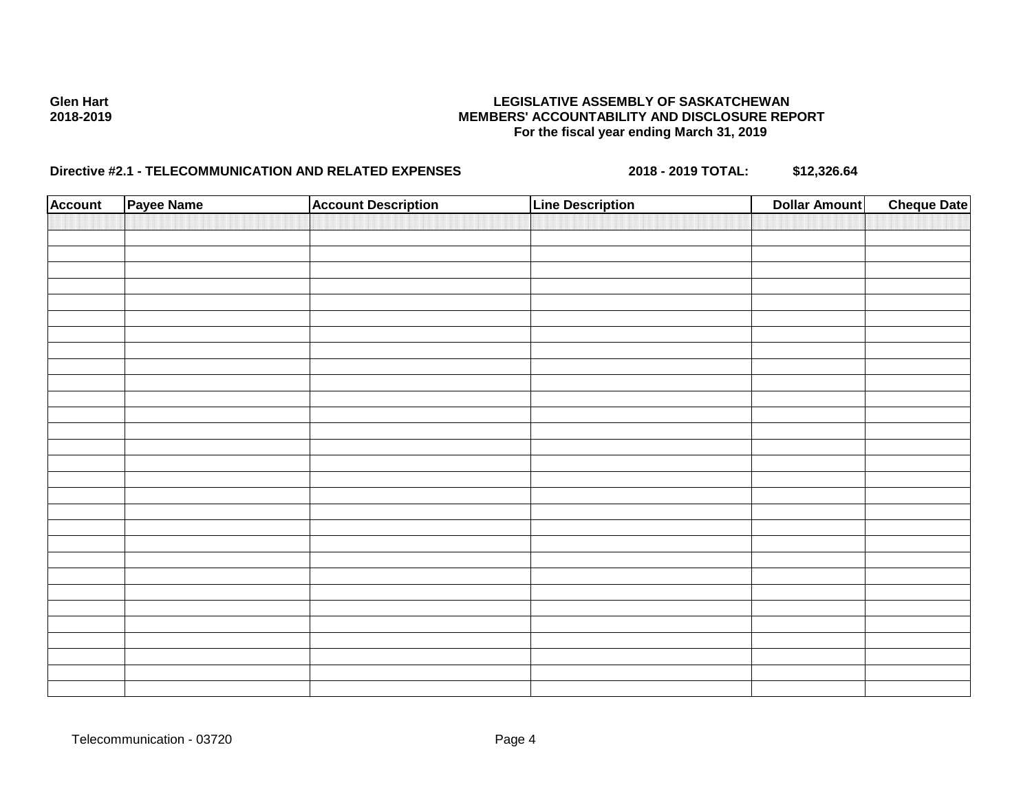**Glen Hart**
**2018-2019**

**LEGISLATIVE ASSEMBLY OF SASKATCHEWAN**
**MEMBERS' ACCOUNTABILITY AND DISCLOSURE REPORT**
**For the fiscal year ending March 31, 2019**

**Directive #2.1 - TELECOMMUNICATION AND RELATED EXPENSES** **2018 - 2019 TOTAL: $12,326.64**

| Account | Payee Name | Account Description | Line Description | Dollar Amount | Cheque Date |
|---|---|---|---|---|---|

Telecommunication - 03720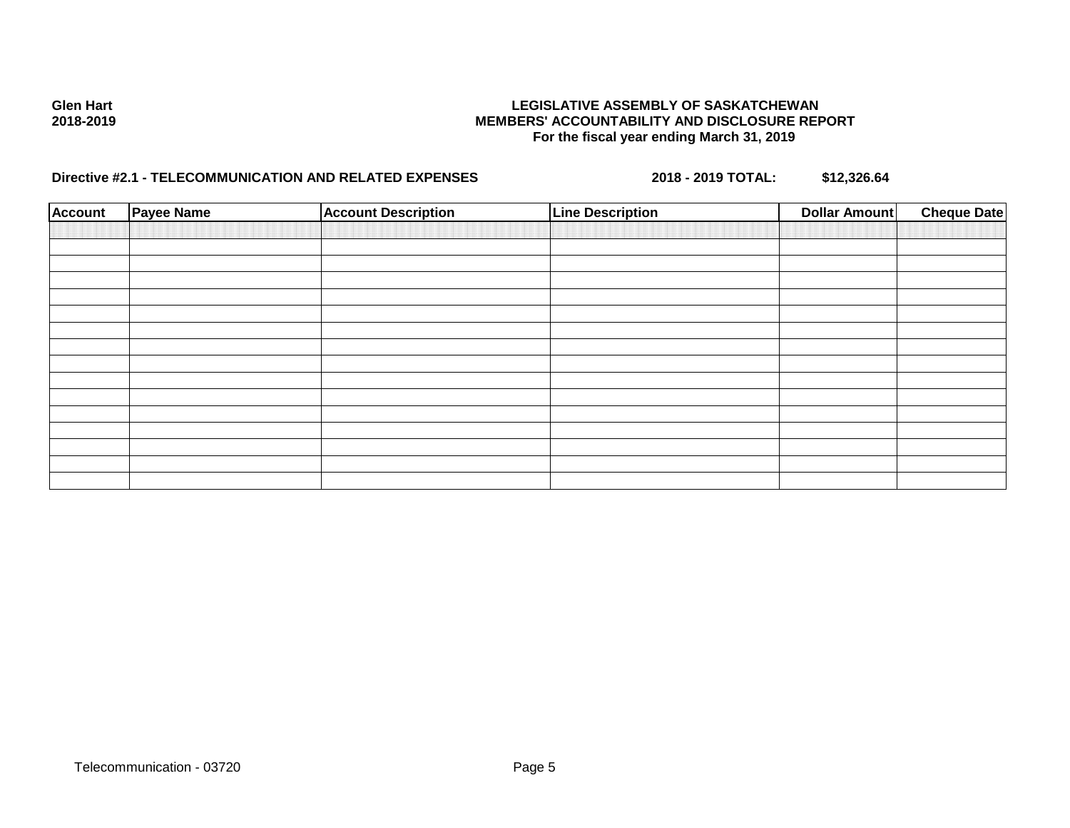Glen Hart
2018-2019

**LEGISLATIVE ASSEMBLY OF SASKATCHEWAN**
**MEMBERS' ACCOUNTABILITY AND DISCLOSURE REPORT**
**For the fiscal year ending March 31, 2019**

**Directive #2.1 - TELECOMMUNICATION AND RELATED EXPENSES** **2018 - 2019 TOTAL: $12,326.64**

| Account | Payee Name | Account Description | Line Description | Dollar Amount | Cheque Date |
|---|---|---|---|---|---|
| | | | | | |
| | | | | | |
| | | | | | |
| | | | | | |
| | | | | | |
| | | | | | |
| | | | | | |
| | | | | | |
| | | | | | |
| | | | | | |
| | | | | | |
| | | | | | |
| | | | | | |
| | | | | | |
| | | | | | |
| | | | | | |

Telecommunication - 03720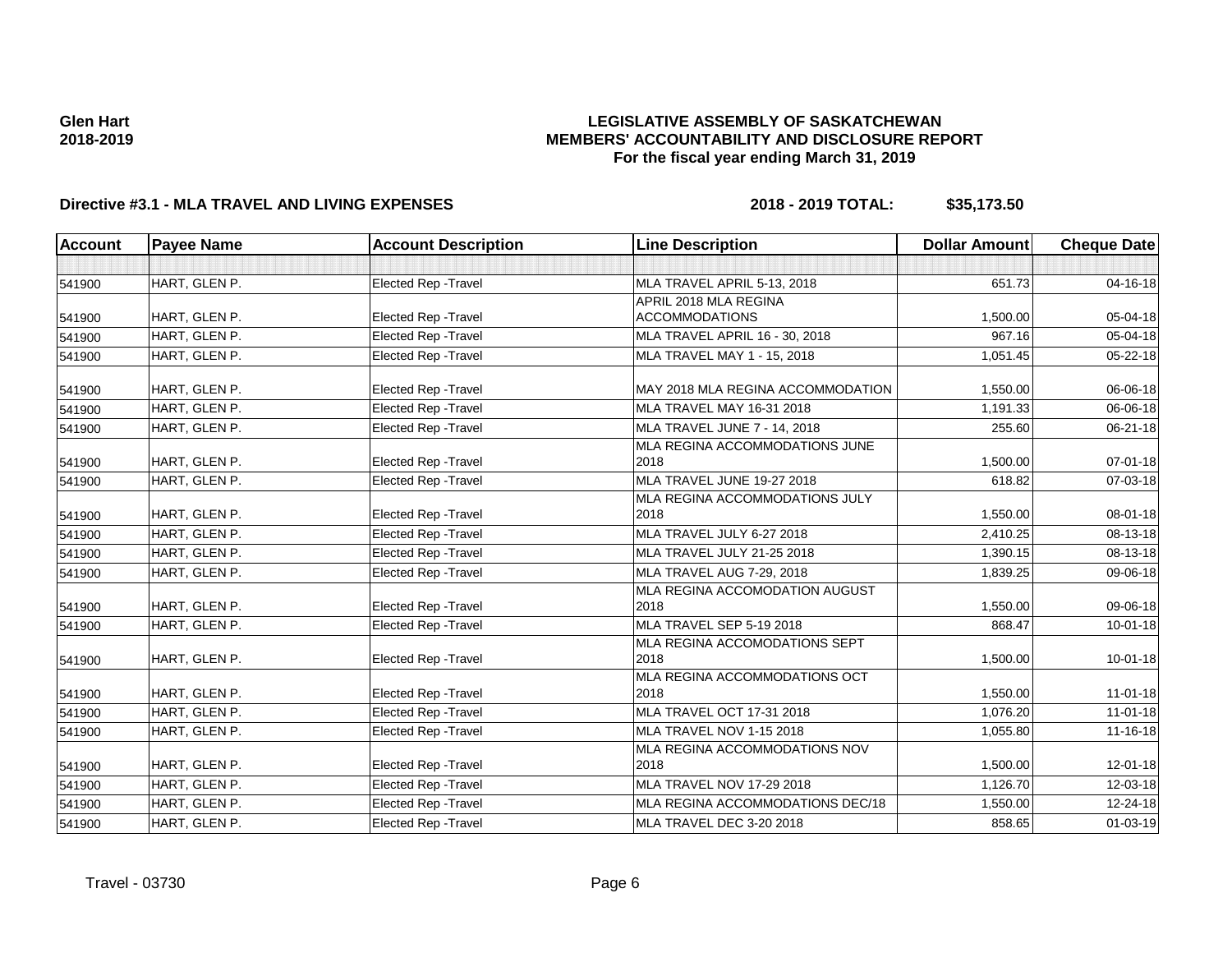**Glen Hart**
**2018-2019**

# LEGISLATIVE ASSEMBLY OF SASKATCHEWAN
## MEMBERS' ACCOUNTABILITY AND DISCLOSURE REPORT
### For the fiscal year ending March 31, 2019

**Directive #3.1 - MLA TRAVEL AND LIVING EXPENSES** **2018 - 2019 TOTAL: $35,173.50**

| Account | Payee Name | Account Description | Line Description | Dollar Amount | Cheque Date |
|---|---|---|---|---|---|
| | | | | | |
| 541900 | HART, GLEN P. | Elected Rep -Travel | MLA TRAVEL APRIL 5-13, 2018 | 651.73 | 04-16-18 |
| 541900 | HART, GLEN P. | Elected Rep -Travel | APRIL 2018 MLA REGINA ACCOMMODATIONS | 1,500.00 | 05-04-18 |
| 541900 | HART, GLEN P. | Elected Rep -Travel | MLA TRAVEL APRIL 16 - 30, 2018 | 967.16 | 05-04-18 |
| 541900 | HART, GLEN P. | Elected Rep -Travel | MLA TRAVEL MAY 1 - 15, 2018 | 1,051.45 | 05-22-18 |
| 541900 | HART, GLEN P. | Elected Rep -Travel | MAY 2018 MLA REGINA ACCOMMODATION | 1,550.00 | 06-06-18 |
| 541900 | HART, GLEN P. | Elected Rep -Travel | MLA TRAVEL MAY 16-31 2018 | 1,191.33 | 06-06-18 |
| 541900 | HART, GLEN P. | Elected Rep -Travel | MLA TRAVEL JUNE 7 - 14, 2018 | 255.60 | 06-21-18 |
| 541900 | HART, GLEN P. | Elected Rep -Travel | MLA REGINA ACCOMMODATIONS JUNE 2018 | 1,500.00 | 07-01-18 |
| 541900 | HART, GLEN P. | Elected Rep -Travel | MLA TRAVEL JUNE 19-27 2018 | 618.82 | 07-03-18 |
| 541900 | HART, GLEN P. | Elected Rep -Travel | MLA REGINA ACCOMMODATIONS JULY 2018 | 1,550.00 | 08-01-18 |
| 541900 | HART, GLEN P. | Elected Rep -Travel | MLA TRAVEL JULY 6-27 2018 | 2,410.25 | 08-13-18 |
| 541900 | HART, GLEN P. | Elected Rep -Travel | MLA TRAVEL JULY 21-25 2018 | 1,390.15 | 08-13-18 |
| 541900 | HART, GLEN P. | Elected Rep -Travel | MLA TRAVEL AUG 7-29, 2018 | 1,839.25 | 09-06-18 |
| 541900 | HART, GLEN P. | Elected Rep -Travel | MLA REGINA ACCOMODATION AUGUST 2018 | 1,550.00 | 09-06-18 |
| 541900 | HART, GLEN P. | Elected Rep -Travel | MLA TRAVEL SEP 5-19 2018 | 868.47 | 10-01-18 |
| 541900 | HART, GLEN P. | Elected Rep -Travel | MLA REGINA ACCOMODATIONS SEPT 2018 | 1,500.00 | 10-01-18 |
| 541900 | HART, GLEN P. | Elected Rep -Travel | MLA REGINA ACCOMMODATIONS OCT 2018 | 1,550.00 | 11-01-18 |
| 541900 | HART, GLEN P. | Elected Rep -Travel | MLA TRAVEL OCT 17-31 2018 | 1,076.20 | 11-01-18 |
| 541900 | HART, GLEN P. | Elected Rep -Travel | MLA TRAVEL NOV 1-15 2018 | 1,055.80 | 11-16-18 |
| 541900 | HART, GLEN P. | Elected Rep -Travel | MLA REGINA ACCOMMODATIONS NOV 2018 | 1,500.00 | 12-01-18 |
| 541900 | HART, GLEN P. | Elected Rep -Travel | MLA TRAVEL NOV 17-29 2018 | 1,126.70 | 12-03-18 |
| 541900 | HART, GLEN P. | Elected Rep -Travel | MLA REGINA ACCOMMODATIONS DEC/18 | 1,550.00 | 12-24-18 |
| 541900 | HART, GLEN P. | Elected Rep -Travel | MLA TRAVEL DEC 3-20 2018 | 858.65 | 01-03-19 |

Travel - 03730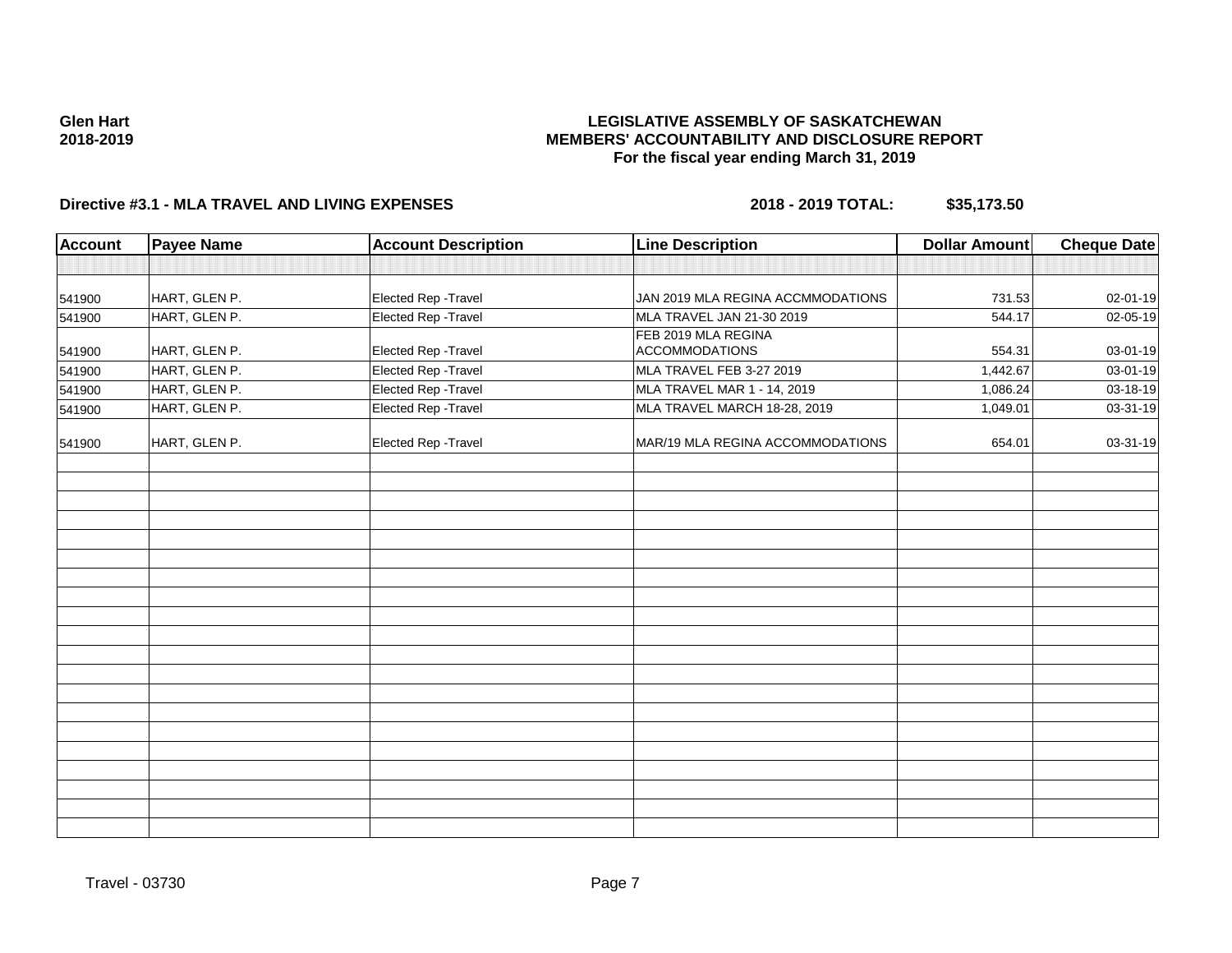**Glen Hart**
**2018-2019**

**LEGISLATIVE ASSEMBLY OF SASKATCHEWAN**
**MEMBERS' ACCOUNTABILITY AND DISCLOSURE REPORT**
**For the fiscal year ending March 31, 2019**

**Directive #3.1 - MLA TRAVEL AND LIVING EXPENSES** **2018 - 2019 TOTAL: $35,173.50**

| Account | Payee Name | Account Description | Line Description | Dollar Amount | Cheque Date |
|---|---|---|---|---|---|
| | | | | | |
| 541900 | HART, GLEN P. | Elected Rep -Travel | JAN 2019 MLA REGINA ACCMMODATIONS | 731.53 | 02-01-19 |
| 541900 | HART, GLEN P. | Elected Rep -Travel | MLA TRAVEL JAN 21-30 2019 | 544.17 | 02-05-19 |
| 541900 | HART, GLEN P. | Elected Rep -Travel | FEB 2019 MLA REGINA ACCOMMODATIONS | 554.31 | 03-01-19 |
| 541900 | HART, GLEN P. | Elected Rep -Travel | MLA TRAVEL FEB 3-27 2019 | 1,442.67 | 03-01-19 |
| 541900 | HART, GLEN P. | Elected Rep -Travel | MLA TRAVEL MAR 1 - 14, 2019 | 1,086.24 | 03-18-19 |
| 541900 | HART, GLEN P. | Elected Rep -Travel | MLA TRAVEL MARCH 18-28, 2019 | 1,049.01 | 03-31-19 |
| 541900 | HART, GLEN P. | Elected Rep -Travel | MAR/19 MLA REGINA ACCOMMODATIONS | 654.01 | 03-31-19 |

Travel - 03730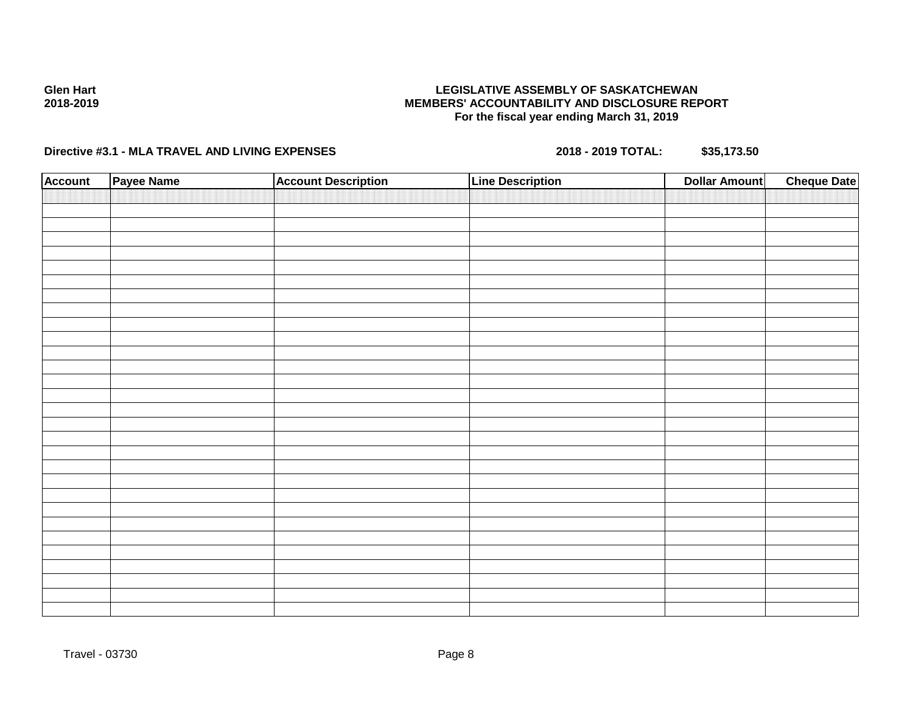**Glen Hart**
**2018-2019**

**LEGISLATIVE ASSEMBLY OF SASKATCHEWAN**
**MEMBERS' ACCOUNTABILITY AND DISCLOSURE REPORT**
**For the fiscal year ending March 31, 2019**

**Directive #3.1 - MLA TRAVEL AND LIVING EXPENSES** **2018 - 2019 TOTAL: $35,173.50**

| Account | Payee Name | Account Description | Line Description | Dollar Amount | Cheque Date |
|---|---|---|---|---|---|
| | | | | | |

Travel - 03730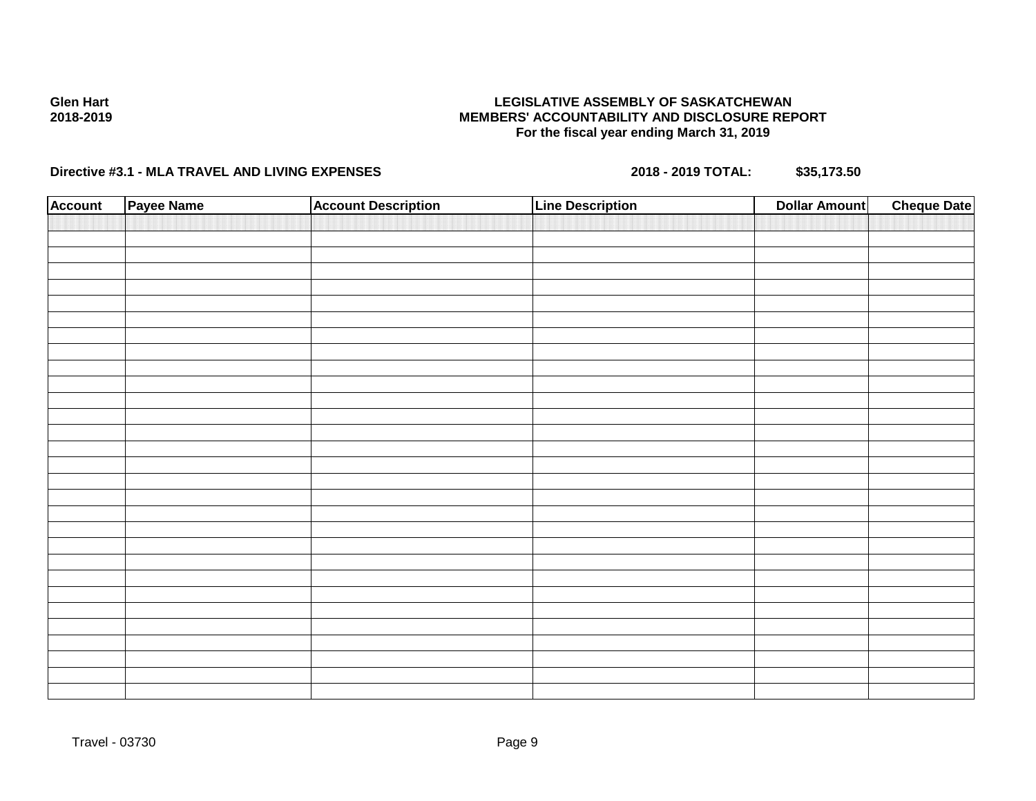**Glen Hart**
**2018-2019**

**LEGISLATIVE ASSEMBLY OF SASKATCHEWAN**
**MEMBERS' ACCOUNTABILITY AND DISCLOSURE REPORT**
**For the fiscal year ending March 31, 2019**

**Directive #3.1 - MLA TRAVEL AND LIVING EXPENSES** **2018 - 2019 TOTAL: $35,173.50**

| Account | Payee Name | Account Description | Line Description | Dollar Amount | Cheque Date |
|---|---|---|---|---|---|
| | | | | | |

Travel - 03730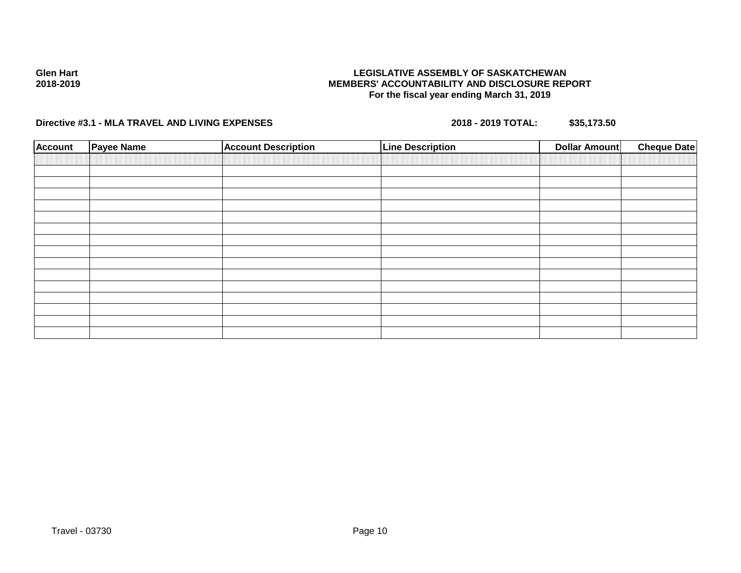**Glen Hart**
**2018-2019**

**LEGISLATIVE ASSEMBLY OF SASKATCHEWAN**
**MEMBERS' ACCOUNTABILITY AND DISCLOSURE REPORT**
**For the fiscal year ending March 31, 2019**

**Directive #3.1 - MLA TRAVEL AND LIVING EXPENSES** **2018 - 2019 TOTAL:** **$35,173.50**

| Account | Payee Name | Account Description | Line Description | Dollar Amount | Cheque Date |
|---|---|---|---|---|---|
| | | | | | |
| | | | | | |
| | | | | | |
| | | | | | |
| | | | | | |
| | | | | | |
| | | | | | |
| | | | | | |
| | | | | | |
| | | | | | |
| | | | | | |
| | | | | | |
| | | | | | |
| | | | | | |
| | | | | | |

Travel - 03730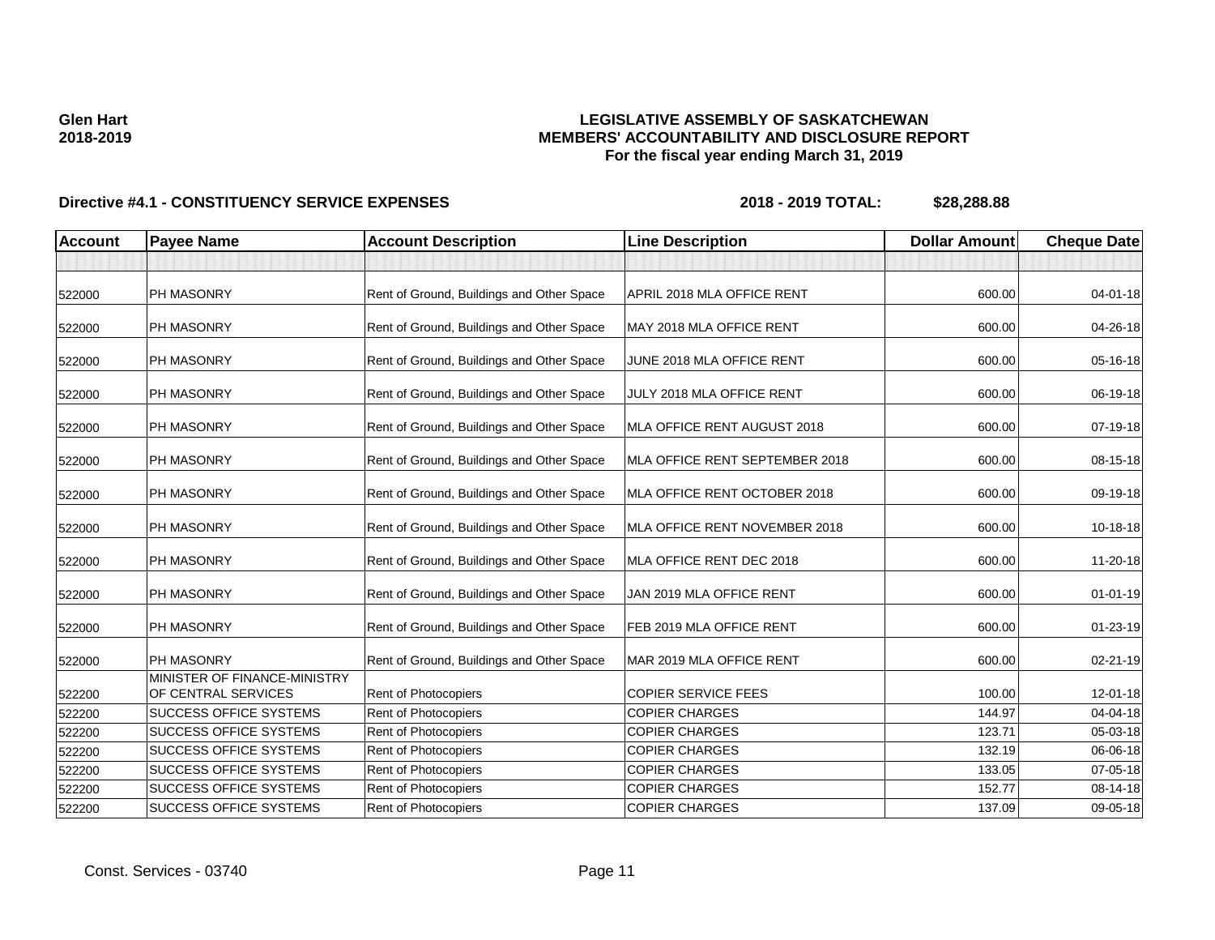**Glen Hart**
**2018-2019**

**LEGISLATIVE ASSEMBLY OF SASKATCHEWAN**
**MEMBERS' ACCOUNTABILITY AND DISCLOSURE REPORT**
**For the fiscal year ending March 31, 2019**

**Directive #4.1 - CONSTITUENCY SERVICE EXPENSES** **2018 - 2019 TOTAL: $28,288.88**

| Account | Payee Name | Account Description | Line Description | Dollar Amount | Cheque Date |
|---|---|---|---|---|---|
| | | | | | |
| 522000 | PH MASONRY | Rent of Ground, Buildings and Other Space | APRIL 2018 MLA OFFICE RENT | 600.00 | 04-01-18 |
| 522000 | PH MASONRY | Rent of Ground, Buildings and Other Space | MAY 2018 MLA OFFICE RENT | 600.00 | 04-26-18 |
| 522000 | PH MASONRY | Rent of Ground, Buildings and Other Space | JUNE 2018 MLA OFFICE RENT | 600.00 | 05-16-18 |
| 522000 | PH MASONRY | Rent of Ground, Buildings and Other Space | JULY 2018 MLA OFFICE RENT | 600.00 | 06-19-18 |
| 522000 | PH MASONRY | Rent of Ground, Buildings and Other Space | MLA OFFICE RENT AUGUST 2018 | 600.00 | 07-19-18 |
| 522000 | PH MASONRY | Rent of Ground, Buildings and Other Space | MLA OFFICE RENT SEPTEMBER 2018 | 600.00 | 08-15-18 |
| 522000 | PH MASONRY | Rent of Ground, Buildings and Other Space | MLA OFFICE RENT OCTOBER 2018 | 600.00 | 09-19-18 |
| 522000 | PH MASONRY | Rent of Ground, Buildings and Other Space | MLA OFFICE RENT NOVEMBER 2018 | 600.00 | 10-18-18 |
| 522000 | PH MASONRY | Rent of Ground, Buildings and Other Space | MLA OFFICE RENT DEC 2018 | 600.00 | 11-20-18 |
| 522000 | PH MASONRY | Rent of Ground, Buildings and Other Space | JAN 2019 MLA OFFICE RENT | 600.00 | 01-01-19 |
| 522000 | PH MASONRY | Rent of Ground, Buildings and Other Space | FEB 2019 MLA OFFICE RENT | 600.00 | 01-23-19 |
| 522000 | PH MASONRY | Rent of Ground, Buildings and Other Space | MAR 2019 MLA OFFICE RENT | 600.00 | 02-21-19 |
| 522200 | MINISTER OF FINANCE-MINISTRY OF CENTRAL SERVICES | Rent of Photocopiers | COPIER SERVICE FEES | 100.00 | 12-01-18 |
| 522200 | SUCCESS OFFICE SYSTEMS | Rent of Photocopiers | COPIER CHARGES | 144.97 | 04-04-18 |
| 522200 | SUCCESS OFFICE SYSTEMS | Rent of Photocopiers | COPIER CHARGES | 123.71 | 05-03-18 |
| 522200 | SUCCESS OFFICE SYSTEMS | Rent of Photocopiers | COPIER CHARGES | 132.19 | 06-06-18 |
| 522200 | SUCCESS OFFICE SYSTEMS | Rent of Photocopiers | COPIER CHARGES | 133.05 | 07-05-18 |
| 522200 | SUCCESS OFFICE SYSTEMS | Rent of Photocopiers | COPIER CHARGES | 152.77 | 08-14-18 |
| 522200 | SUCCESS OFFICE SYSTEMS | Rent of Photocopiers | COPIER CHARGES | 137.09 | 09-05-18 |

Const. Services - 03740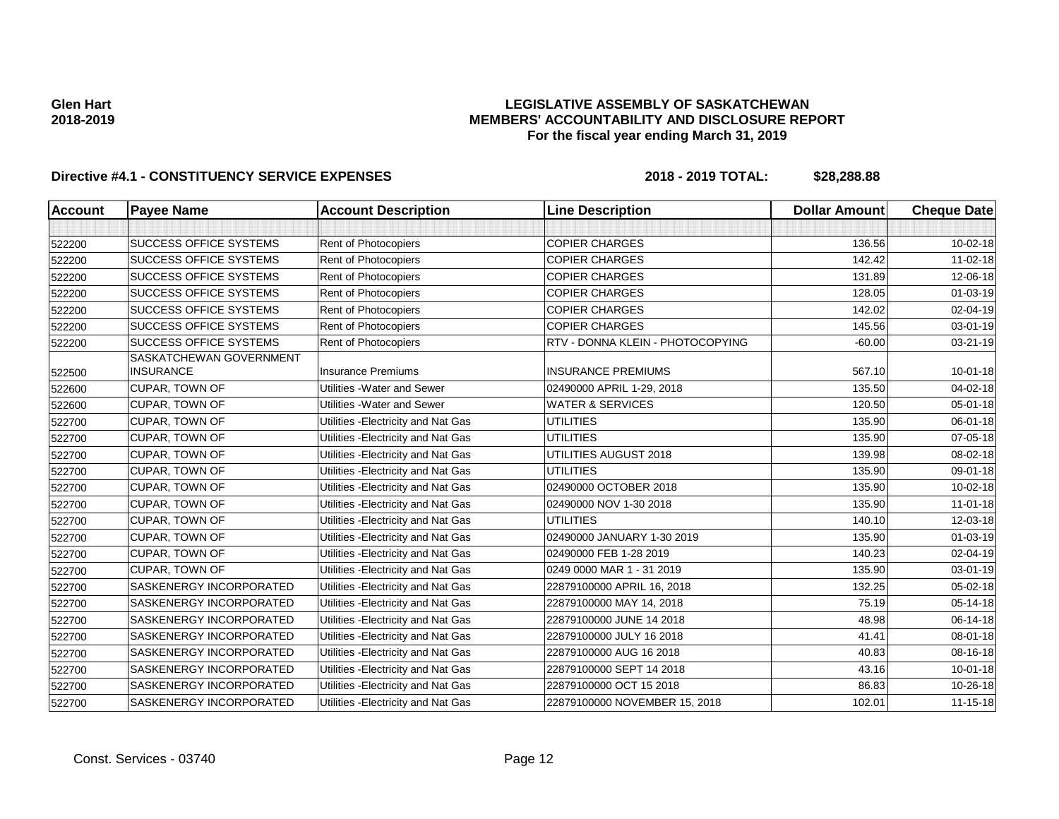Glen Hart
2018-2019

# LEGISLATIVE ASSEMBLY OF SASKATCHEWAN
## MEMBERS' ACCOUNTABILITY AND DISCLOSURE REPORT
### For the fiscal year ending March 31, 2019

**Directive #4.1 - CONSTITUENCY SERVICE EXPENSES** **2018 - 2019 TOTAL: $28,288.88**

| Account | Payee Name | Account Description | Line Description | Dollar Amount | Cheque Date |
|---|---|---|---|---|---|
| | | | | | |
| 522200 | SUCCESS OFFICE SYSTEMS | Rent of Photocopiers | COPIER CHARGES | 136.56 | 10-02-18 |
| 522200 | SUCCESS OFFICE SYSTEMS | Rent of Photocopiers | COPIER CHARGES | 142.42 | 11-02-18 |
| 522200 | SUCCESS OFFICE SYSTEMS | Rent of Photocopiers | COPIER CHARGES | 131.89 | 12-06-18 |
| 522200 | SUCCESS OFFICE SYSTEMS | Rent of Photocopiers | COPIER CHARGES | 128.05 | 01-03-19 |
| 522200 | SUCCESS OFFICE SYSTEMS | Rent of Photocopiers | COPIER CHARGES | 142.02 | 02-04-19 |
| 522200 | SUCCESS OFFICE SYSTEMS | Rent of Photocopiers | COPIER CHARGES | 145.56 | 03-01-19 |
| 522200 | SUCCESS OFFICE SYSTEMS | Rent of Photocopiers | RTV - DONNA KLEIN - PHOTOCOPYING | -60.00 | 03-21-19 |
| 522500 | SASKATCHEWAN GOVERNMENT INSURANCE | Insurance Premiums | INSURANCE PREMIUMS | 567.10 | 10-01-18 |
| 522600 | CUPAR, TOWN OF | Utilities -Water and Sewer | 02490000 APRIL 1-29, 2018 | 135.50 | 04-02-18 |
| 522600 | CUPAR, TOWN OF | Utilities -Water and Sewer | WATER & SERVICES | 120.50 | 05-01-18 |
| 522700 | CUPAR, TOWN OF | Utilities -Electricity and Nat Gas | UTILITIES | 135.90 | 06-01-18 |
| 522700 | CUPAR, TOWN OF | Utilities -Electricity and Nat Gas | UTILITIES | 135.90 | 07-05-18 |
| 522700 | CUPAR, TOWN OF | Utilities -Electricity and Nat Gas | UTILITIES AUGUST 2018 | 139.98 | 08-02-18 |
| 522700 | CUPAR, TOWN OF | Utilities -Electricity and Nat Gas | UTILITIES | 135.90 | 09-01-18 |
| 522700 | CUPAR, TOWN OF | Utilities -Electricity and Nat Gas | 02490000 OCTOBER 2018 | 135.90 | 10-02-18 |
| 522700 | CUPAR, TOWN OF | Utilities -Electricity and Nat Gas | 02490000 NOV 1-30 2018 | 135.90 | 11-01-18 |
| 522700 | CUPAR, TOWN OF | Utilities -Electricity and Nat Gas | UTILITIES | 140.10 | 12-03-18 |
| 522700 | CUPAR, TOWN OF | Utilities -Electricity and Nat Gas | 02490000 JANUARY 1-30 2019 | 135.90 | 01-03-19 |
| 522700 | CUPAR, TOWN OF | Utilities -Electricity and Nat Gas | 02490000 FEB 1-28 2019 | 140.23 | 02-04-19 |
| 522700 | CUPAR, TOWN OF | Utilities -Electricity and Nat Gas | 0249 0000 MAR 1 - 31 2019 | 135.90 | 03-01-19 |
| 522700 | SASKENERGY INCORPORATED | Utilities -Electricity and Nat Gas | 22879100000 APRIL 16, 2018 | 132.25 | 05-02-18 |
| 522700 | SASKENERGY INCORPORATED | Utilities -Electricity and Nat Gas | 22879100000 MAY 14, 2018 | 75.19 | 05-14-18 |
| 522700 | SASKENERGY INCORPORATED | Utilities -Electricity and Nat Gas | 22879100000 JUNE 14 2018 | 48.98 | 06-14-18 |
| 522700 | SASKENERGY INCORPORATED | Utilities -Electricity and Nat Gas | 22879100000 JULY 16 2018 | 41.41 | 08-01-18 |
| 522700 | SASKENERGY INCORPORATED | Utilities -Electricity and Nat Gas | 22879100000 AUG 16 2018 | 40.83 | 08-16-18 |
| 522700 | SASKENERGY INCORPORATED | Utilities -Electricity and Nat Gas | 22879100000 SEPT 14 2018 | 43.16 | 10-01-18 |
| 522700 | SASKENERGY INCORPORATED | Utilities -Electricity and Nat Gas | 22879100000 OCT 15 2018 | 86.83 | 10-26-18 |
| 522700 | SASKENERGY INCORPORATED | Utilities -Electricity and Nat Gas | 22879100000 NOVEMBER 15, 2018 | 102.01 | 11-15-18 |

Const. Services - 03740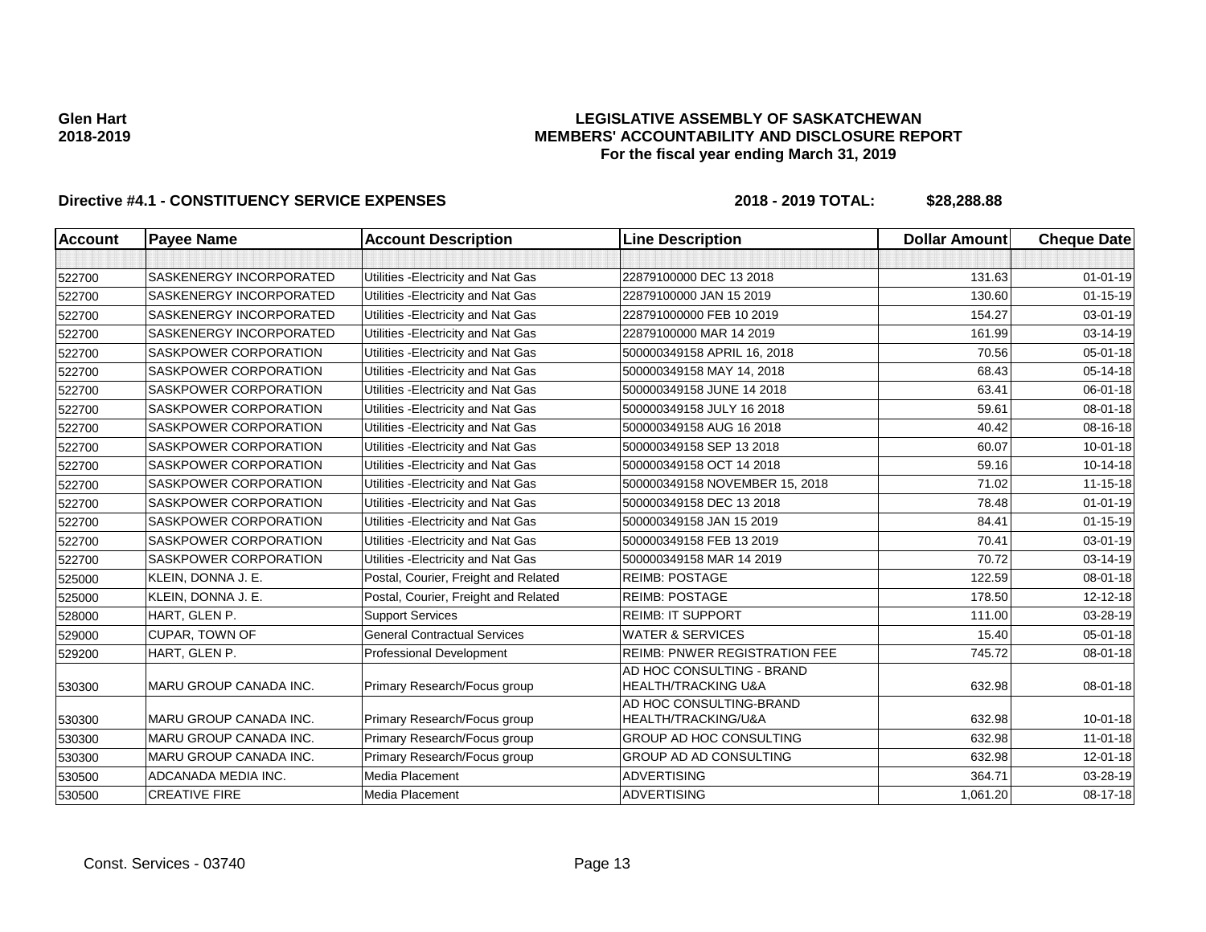**Glen Hart**
**2018-2019**

**LEGISLATIVE ASSEMBLY OF SASKATCHEWAN**
**MEMBERS' ACCOUNTABILITY AND DISCLOSURE REPORT**
**For the fiscal year ending March 31, 2019**

**Directive #4.1 - CONSTITUENCY SERVICE EXPENSES** **2018 - 2019 TOTAL: $28,288.88**

| Account | Payee Name | Account Description | Line Description | Dollar Amount | Cheque Date |
|---|---|---|---|---|---|
| | | | | | |
| 522700 | SASKENERGY INCORPORATED | Utilities -Electricity and Nat Gas | 22879100000 DEC 13 2018 | 131.63 | 01-01-19 |
| 522700 | SASKENERGY INCORPORATED | Utilities -Electricity and Nat Gas | 22879100000 JAN 15 2019 | 130.60 | 01-15-19 |
| 522700 | SASKENERGY INCORPORATED | Utilities -Electricity and Nat Gas | 228791000000 FEB 10 2019 | 154.27 | 03-01-19 |
| 522700 | SASKENERGY INCORPORATED | Utilities -Electricity and Nat Gas | 22879100000 MAR 14 2019 | 161.99 | 03-14-19 |
| 522700 | SASKPOWER CORPORATION | Utilities -Electricity and Nat Gas | 500000349158 APRIL 16, 2018 | 70.56 | 05-01-18 |
| 522700 | SASKPOWER CORPORATION | Utilities -Electricity and Nat Gas | 500000349158 MAY 14, 2018 | 68.43 | 05-14-18 |
| 522700 | SASKPOWER CORPORATION | Utilities -Electricity and Nat Gas | 500000349158 JUNE 14 2018 | 63.41 | 06-01-18 |
| 522700 | SASKPOWER CORPORATION | Utilities -Electricity and Nat Gas | 500000349158 JULY 16 2018 | 59.61 | 08-01-18 |
| 522700 | SASKPOWER CORPORATION | Utilities -Electricity and Nat Gas | 500000349158 AUG 16 2018 | 40.42 | 08-16-18 |
| 522700 | SASKPOWER CORPORATION | Utilities -Electricity and Nat Gas | 500000349158 SEP 13 2018 | 60.07 | 10-01-18 |
| 522700 | SASKPOWER CORPORATION | Utilities -Electricity and Nat Gas | 500000349158 OCT 14 2018 | 59.16 | 10-14-18 |
| 522700 | SASKPOWER CORPORATION | Utilities -Electricity and Nat Gas | 500000349158 NOVEMBER 15, 2018 | 71.02 | 11-15-18 |
| 522700 | SASKPOWER CORPORATION | Utilities -Electricity and Nat Gas | 500000349158 DEC 13 2018 | 78.48 | 01-01-19 |
| 522700 | SASKPOWER CORPORATION | Utilities -Electricity and Nat Gas | 500000349158 JAN 15 2019 | 84.41 | 01-15-19 |
| 522700 | SASKPOWER CORPORATION | Utilities -Electricity and Nat Gas | 500000349158 FEB 13 2019 | 70.41 | 03-01-19 |
| 522700 | SASKPOWER CORPORATION | Utilities -Electricity and Nat Gas | 500000349158 MAR 14 2019 | 70.72 | 03-14-19 |
| 525000 | KLEIN, DONNA J. E. | Postal, Courier, Freight and Related | REIMB: POSTAGE | 122.59 | 08-01-18 |
| 525000 | KLEIN, DONNA J. E. | Postal, Courier, Freight and Related | REIMB: POSTAGE | 178.50 | 12-12-18 |
| 528000 | HART, GLEN P. | Support Services | REIMB: IT SUPPORT | 111.00 | 03-28-19 |
| 529000 | CUPAR, TOWN OF | General Contractual Services | WATER & SERVICES | 15.40 | 05-01-18 |
| 529200 | HART, GLEN P. | Professional Development | REIMB: PNWER REGISTRATION FEE | 745.72 | 08-01-18 |
| 530300 | MARU GROUP CANADA INC. | Primary Research/Focus group | AD HOC CONSULTING - BRAND HEALTH/TRACKING U&A | 632.98 | 08-01-18 |
| 530300 | MARU GROUP CANADA INC. | Primary Research/Focus group | AD HOC CONSULTING-BRAND HEALTH/TRACKING/U&A | 632.98 | 10-01-18 |
| 530300 | MARU GROUP CANADA INC. | Primary Research/Focus group | GROUP AD HOC CONSULTING | 632.98 | 11-01-18 |
| 530300 | MARU GROUP CANADA INC. | Primary Research/Focus group | GROUP AD AD CONSULTING | 632.98 | 12-01-18 |
| 530500 | ADCANADA MEDIA INC. | Media Placement | ADVERTISING | 364.71 | 03-28-19 |
| 530500 | CREATIVE FIRE | Media Placement | ADVERTISING | 1,061.20 | 08-17-18 |

Const. Services - 03740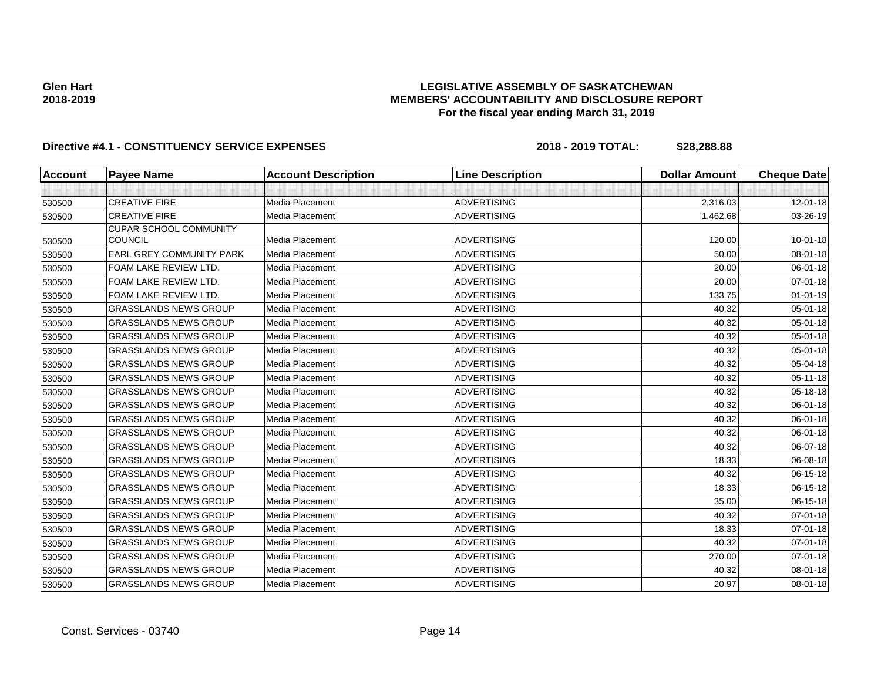**Glen Hart**
**2018-2019**

# LEGISLATIVE ASSEMBLY OF SASKATCHEWAN
## MEMBERS' ACCOUNTABILITY AND DISCLOSURE REPORT
### For the fiscal year ending March 31, 2019

**Directive #4.1 - CONSTITUENCY SERVICE EXPENSES** **2018 - 2019 TOTAL: $28,288.88**

| Account | Payee Name | Account Description | Line Description | Dollar Amount | Cheque Date |
|---|---|---|---|---|---|
| | | | | | |
| 530500 | CREATIVE FIRE | Media Placement | ADVERTISING | 2,316.03 | 12-01-18 |
| 530500 | CREATIVE FIRE | Media Placement | ADVERTISING | 1,462.68 | 03-26-19 |
| 530500 | CUPAR SCHOOL COMMUNITY COUNCIL | Media Placement | ADVERTISING | 120.00 | 10-01-18 |
| 530500 | EARL GREY COMMUNITY PARK | Media Placement | ADVERTISING | 50.00 | 08-01-18 |
| 530500 | FOAM LAKE REVIEW LTD. | Media Placement | ADVERTISING | 20.00 | 06-01-18 |
| 530500 | FOAM LAKE REVIEW LTD. | Media Placement | ADVERTISING | 20.00 | 07-01-18 |
| 530500 | FOAM LAKE REVIEW LTD. | Media Placement | ADVERTISING | 133.75 | 01-01-19 |
| 530500 | GRASSLANDS NEWS GROUP | Media Placement | ADVERTISING | 40.32 | 05-01-18 |
| 530500 | GRASSLANDS NEWS GROUP | Media Placement | ADVERTISING | 40.32 | 05-01-18 |
| 530500 | GRASSLANDS NEWS GROUP | Media Placement | ADVERTISING | 40.32 | 05-01-18 |
| 530500 | GRASSLANDS NEWS GROUP | Media Placement | ADVERTISING | 40.32 | 05-01-18 |
| 530500 | GRASSLANDS NEWS GROUP | Media Placement | ADVERTISING | 40.32 | 05-04-18 |
| 530500 | GRASSLANDS NEWS GROUP | Media Placement | ADVERTISING | 40.32 | 05-11-18 |
| 530500 | GRASSLANDS NEWS GROUP | Media Placement | ADVERTISING | 40.32 | 05-18-18 |
| 530500 | GRASSLANDS NEWS GROUP | Media Placement | ADVERTISING | 40.32 | 06-01-18 |
| 530500 | GRASSLANDS NEWS GROUP | Media Placement | ADVERTISING | 40.32 | 06-01-18 |
| 530500 | GRASSLANDS NEWS GROUP | Media Placement | ADVERTISING | 40.32 | 06-01-18 |
| 530500 | GRASSLANDS NEWS GROUP | Media Placement | ADVERTISING | 40.32 | 06-07-18 |
| 530500 | GRASSLANDS NEWS GROUP | Media Placement | ADVERTISING | 18.33 | 06-08-18 |
| 530500 | GRASSLANDS NEWS GROUP | Media Placement | ADVERTISING | 40.32 | 06-15-18 |
| 530500 | GRASSLANDS NEWS GROUP | Media Placement | ADVERTISING | 18.33 | 06-15-18 |
| 530500 | GRASSLANDS NEWS GROUP | Media Placement | ADVERTISING | 35.00 | 06-15-18 |
| 530500 | GRASSLANDS NEWS GROUP | Media Placement | ADVERTISING | 40.32 | 07-01-18 |
| 530500 | GRASSLANDS NEWS GROUP | Media Placement | ADVERTISING | 18.33 | 07-01-18 |
| 530500 | GRASSLANDS NEWS GROUP | Media Placement | ADVERTISING | 40.32 | 07-01-18 |
| 530500 | GRASSLANDS NEWS GROUP | Media Placement | ADVERTISING | 270.00 | 07-01-18 |
| 530500 | GRASSLANDS NEWS GROUP | Media Placement | ADVERTISING | 40.32 | 08-01-18 |
| 530500 | GRASSLANDS NEWS GROUP | Media Placement | ADVERTISING | 20.97 | 08-01-18 |

Const. Services - 03740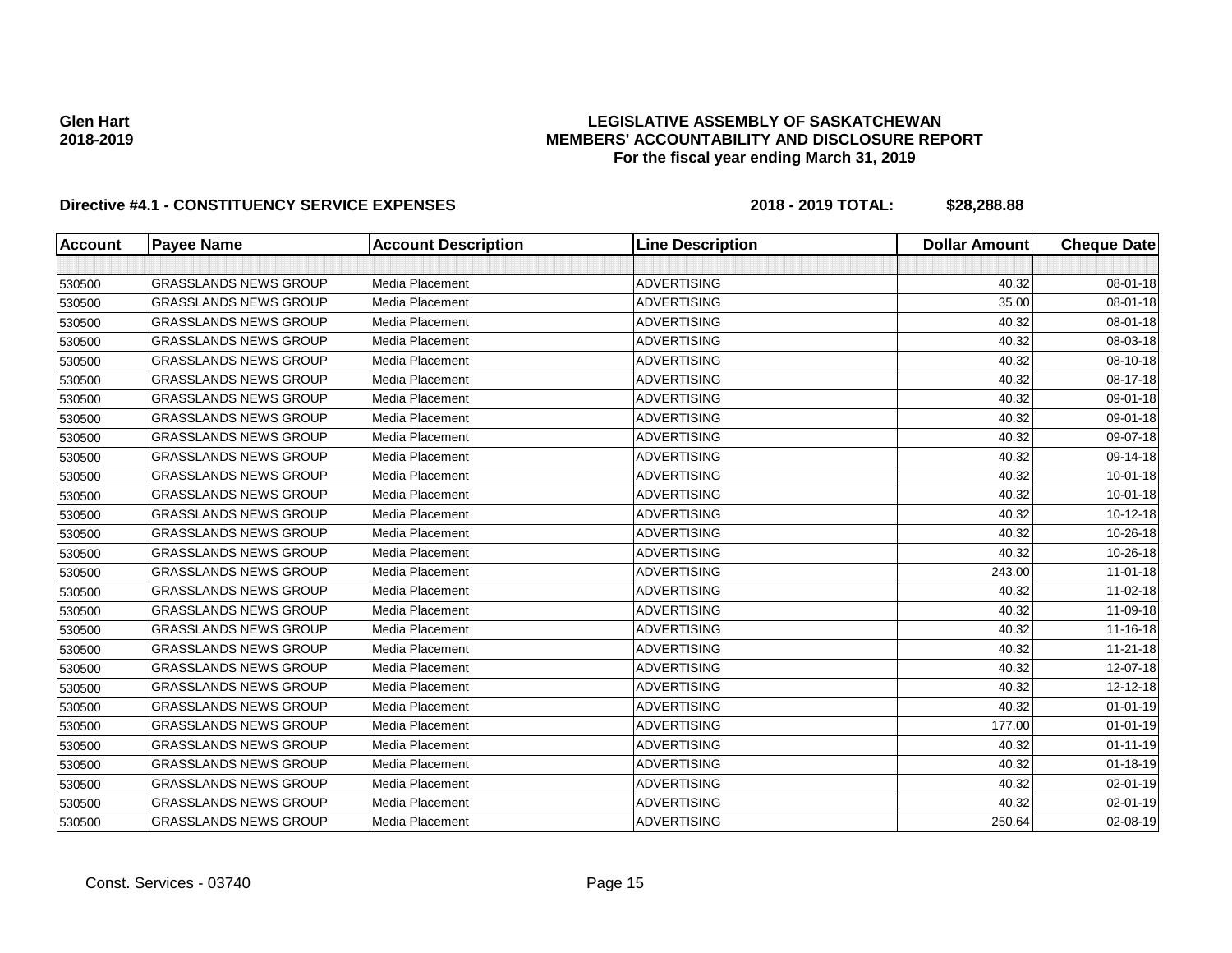**Glen Hart**
**2018-2019**

**LEGISLATIVE ASSEMBLY OF SASKATCHEWAN**
**MEMBERS' ACCOUNTABILITY AND DISCLOSURE REPORT**
**For the fiscal year ending March 31, 2019**

**Directive #4.1 - CONSTITUENCY SERVICE EXPENSES** **2018 - 2019 TOTAL: $28,288.88**

| Account | Payee Name | Account Description | Line Description | Dollar Amount | Cheque Date |
|---|---|---|---|---|---|
| | | | | | |
| 530500 | GRASSLANDS NEWS GROUP | Media Placement | ADVERTISING | 40.32 | 08-01-18 |
| 530500 | GRASSLANDS NEWS GROUP | Media Placement | ADVERTISING | 35.00 | 08-01-18 |
| 530500 | GRASSLANDS NEWS GROUP | Media Placement | ADVERTISING | 40.32 | 08-01-18 |
| 530500 | GRASSLANDS NEWS GROUP | Media Placement | ADVERTISING | 40.32 | 08-03-18 |
| 530500 | GRASSLANDS NEWS GROUP | Media Placement | ADVERTISING | 40.32 | 08-10-18 |
| 530500 | GRASSLANDS NEWS GROUP | Media Placement | ADVERTISING | 40.32 | 08-17-18 |
| 530500 | GRASSLANDS NEWS GROUP | Media Placement | ADVERTISING | 40.32 | 09-01-18 |
| 530500 | GRASSLANDS NEWS GROUP | Media Placement | ADVERTISING | 40.32 | 09-01-18 |
| 530500 | GRASSLANDS NEWS GROUP | Media Placement | ADVERTISING | 40.32 | 09-07-18 |
| 530500 | GRASSLANDS NEWS GROUP | Media Placement | ADVERTISING | 40.32 | 09-14-18 |
| 530500 | GRASSLANDS NEWS GROUP | Media Placement | ADVERTISING | 40.32 | 10-01-18 |
| 530500 | GRASSLANDS NEWS GROUP | Media Placement | ADVERTISING | 40.32 | 10-01-18 |
| 530500 | GRASSLANDS NEWS GROUP | Media Placement | ADVERTISING | 40.32 | 10-12-18 |
| 530500 | GRASSLANDS NEWS GROUP | Media Placement | ADVERTISING | 40.32 | 10-26-18 |
| 530500 | GRASSLANDS NEWS GROUP | Media Placement | ADVERTISING | 40.32 | 10-26-18 |
| 530500 | GRASSLANDS NEWS GROUP | Media Placement | ADVERTISING | 243.00 | 11-01-18 |
| 530500 | GRASSLANDS NEWS GROUP | Media Placement | ADVERTISING | 40.32 | 11-02-18 |
| 530500 | GRASSLANDS NEWS GROUP | Media Placement | ADVERTISING | 40.32 | 11-09-18 |
| 530500 | GRASSLANDS NEWS GROUP | Media Placement | ADVERTISING | 40.32 | 11-16-18 |
| 530500 | GRASSLANDS NEWS GROUP | Media Placement | ADVERTISING | 40.32 | 11-21-18 |
| 530500 | GRASSLANDS NEWS GROUP | Media Placement | ADVERTISING | 40.32 | 12-07-18 |
| 530500 | GRASSLANDS NEWS GROUP | Media Placement | ADVERTISING | 40.32 | 12-12-18 |
| 530500 | GRASSLANDS NEWS GROUP | Media Placement | ADVERTISING | 40.32 | 01-01-19 |
| 530500 | GRASSLANDS NEWS GROUP | Media Placement | ADVERTISING | 177.00 | 01-01-19 |
| 530500 | GRASSLANDS NEWS GROUP | Media Placement | ADVERTISING | 40.32 | 01-11-19 |
| 530500 | GRASSLANDS NEWS GROUP | Media Placement | ADVERTISING | 40.32 | 01-18-19 |
| 530500 | GRASSLANDS NEWS GROUP | Media Placement | ADVERTISING | 40.32 | 02-01-19 |
| 530500 | GRASSLANDS NEWS GROUP | Media Placement | ADVERTISING | 40.32 | 02-01-19 |
| 530500 | GRASSLANDS NEWS GROUP | Media Placement | ADVERTISING | 250.64 | 02-08-19 |

Const. Services - 03740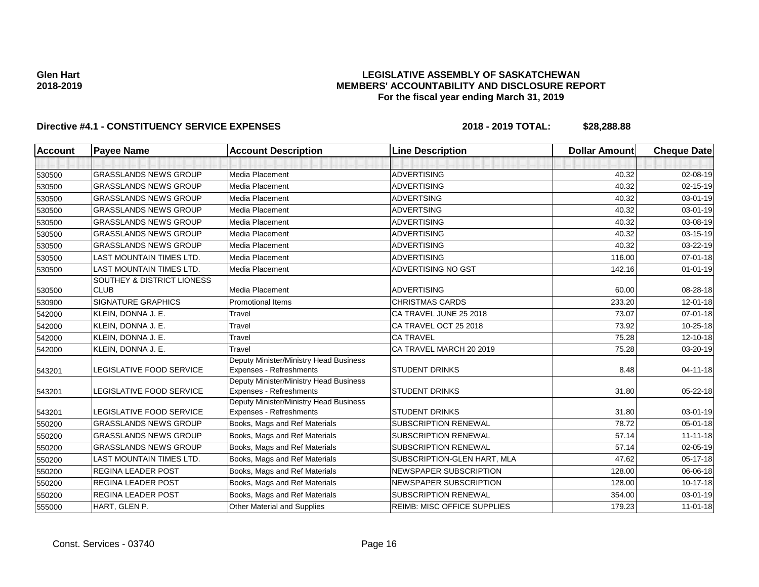**Glen Hart**
**2018-2019**

# LEGISLATIVE ASSEMBLY OF SASKATCHEWAN
## MEMBERS' ACCOUNTABILITY AND DISCLOSURE REPORT
### For the fiscal year ending March 31, 2019

**Directive #4.1 - CONSTITUENCY SERVICE EXPENSES** **2018 - 2019 TOTAL: $28,288.88**

| Account | Payee Name | Account Description | Line Description | Dollar Amount | Cheque Date |
|---|---|---|---|---|---|
| | | | | | |
| 530500 | GRASSLANDS NEWS GROUP | Media Placement | ADVERTISING | 40.32 | 02-08-19 |
| 530500 | GRASSLANDS NEWS GROUP | Media Placement | ADVERTISING | 40.32 | 02-15-19 |
| 530500 | GRASSLANDS NEWS GROUP | Media Placement | ADVERTSING | 40.32 | 03-01-19 |
| 530500 | GRASSLANDS NEWS GROUP | Media Placement | ADVERTSING | 40.32 | 03-01-19 |
| 530500 | GRASSLANDS NEWS GROUP | Media Placement | ADVERTISING | 40.32 | 03-08-19 |
| 530500 | GRASSLANDS NEWS GROUP | Media Placement | ADVERTISING | 40.32 | 03-15-19 |
| 530500 | GRASSLANDS NEWS GROUP | Media Placement | ADVERTISING | 40.32 | 03-22-19 |
| 530500 | LAST MOUNTAIN TIMES LTD. | Media Placement | ADVERTISING | 116.00 | 07-01-18 |
| 530500 | LAST MOUNTAIN TIMES LTD. | Media Placement | ADVERTISING NO GST | 142.16 | 01-01-19 |
| 530500 | SOUTHEY & DISTRICT LIONESS CLUB | Media Placement | ADVERTISING | 60.00 | 08-28-18 |
| 530900 | SIGNATURE GRAPHICS | Promotional Items | CHRISTMAS CARDS | 233.20 | 12-01-18 |
| 542000 | KLEIN, DONNA J. E. | Travel | CA TRAVEL JUNE 25 2018 | 73.07 | 07-01-18 |
| 542000 | KLEIN, DONNA J. E. | Travel | CA TRAVEL OCT 25 2018 | 73.92 | 10-25-18 |
| 542000 | KLEIN, DONNA J. E. | Travel | CA TRAVEL | 75.28 | 12-10-18 |
| 542000 | KLEIN, DONNA J. E. | Travel | CA TRAVEL MARCH 20 2019 | 75.28 | 03-20-19 |
| 543201 | LEGISLATIVE FOOD SERVICE | Deputy Minister/Ministry Head Business Expenses - Refreshments | STUDENT DRINKS | 8.48 | 04-11-18 |
| 543201 | LEGISLATIVE FOOD SERVICE | Deputy Minister/Ministry Head Business Expenses - Refreshments | STUDENT DRINKS | 31.80 | 05-22-18 |
| 543201 | LEGISLATIVE FOOD SERVICE | Deputy Minister/Ministry Head Business Expenses - Refreshments | STUDENT DRINKS | 31.80 | 03-01-19 |
| 550200 | GRASSLANDS NEWS GROUP | Books, Mags and Ref Materials | SUBSCRIPTION RENEWAL | 78.72 | 05-01-18 |
| 550200 | GRASSLANDS NEWS GROUP | Books, Mags and Ref Materials | SUBSCRIPTION RENEWAL | 57.14 | 11-11-18 |
| 550200 | GRASSLANDS NEWS GROUP | Books, Mags and Ref Materials | SUBSCRIPTION RENEWAL | 57.14 | 02-05-19 |
| 550200 | LAST MOUNTAIN TIMES LTD. | Books, Mags and Ref Materials | SUBSCRIPTION-GLEN HART, MLA | 47.62 | 05-17-18 |
| 550200 | REGINA LEADER POST | Books, Mags and Ref Materials | NEWSPAPER SUBSCRIPTION | 128.00 | 06-06-18 |
| 550200 | REGINA LEADER POST | Books, Mags and Ref Materials | NEWSPAPER SUBSCRIPTION | 128.00 | 10-17-18 |
| 550200 | REGINA LEADER POST | Books, Mags and Ref Materials | SUBSCRIPTION RENEWAL | 354.00 | 03-01-19 |
| 555000 | HART, GLEN P. | Other Material and Supplies | REIMB: MISC OFFICE SUPPLIES | 179.23 | 11-01-18 |

Const. Services - 03740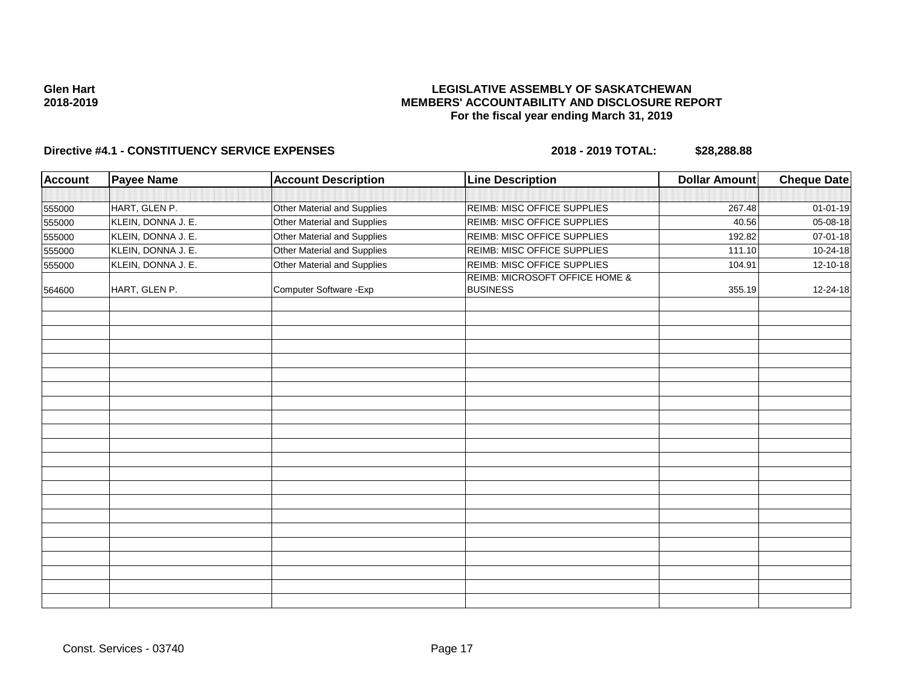**Glen Hart**
**2018-2019**

**LEGISLATIVE ASSEMBLY OF SASKATCHEWAN**
**MEMBERS' ACCOUNTABILITY AND DISCLOSURE REPORT**
**For the fiscal year ending March 31, 2019**

**Directive #4.1 - CONSTITUENCY SERVICE EXPENSES** **2018 - 2019 TOTAL: $28,288.88**

| Account | Payee Name | Account Description | Line Description | Dollar Amount | Cheque Date |
|---|---|---|---|---|---|
| 555000 | HART, GLEN P. | Other Material and Supplies | REIMB: MISC OFFICE SUPPLIES | 267.48 | 01-01-19 |
| 555000 | KLEIN, DONNA J. E. | Other Material and Supplies | REIMB: MISC OFFICE SUPPLIES | 40.56 | 05-08-18 |
| 555000 | KLEIN, DONNA J. E. | Other Material and Supplies | REIMB: MISC OFFICE SUPPLIES | 192.82 | 07-01-18 |
| 555000 | KLEIN, DONNA J. E. | Other Material and Supplies | REIMB: MISC OFFICE SUPPLIES | 111.10 | 10-24-18 |
| 555000 | KLEIN, DONNA J. E. | Other Material and Supplies | REIMB: MISC OFFICE SUPPLIES | 104.91 | 12-10-18 |
| 564600 | HART, GLEN P. | Computer Software -Exp | REIMB: MICROSOFT OFFICE HOME & BUSINESS | 355.19 | 12-24-18 |

Const. Services - 03740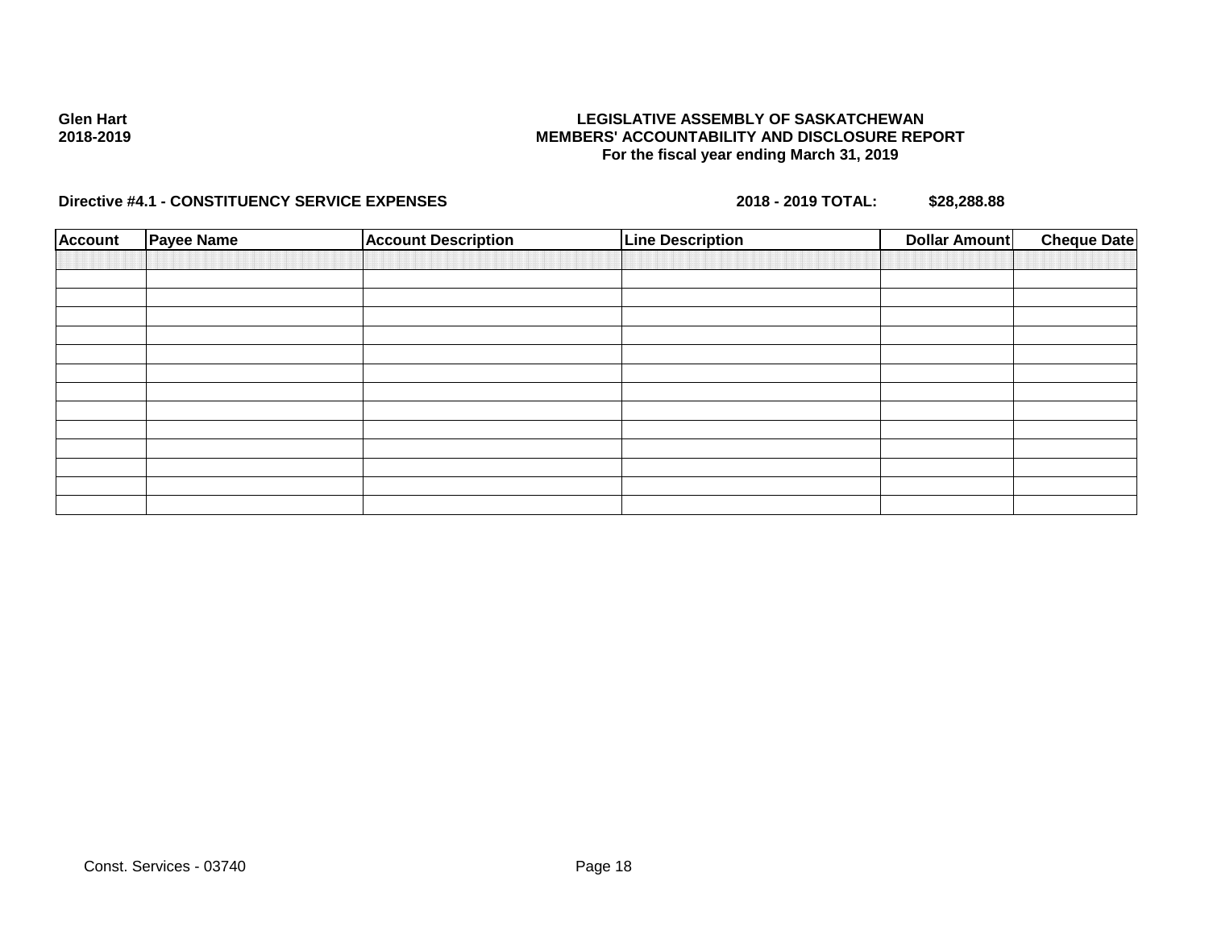Glen Hart
2018-2019

**LEGISLATIVE ASSEMBLY OF SASKATCHEWAN**
**MEMBERS' ACCOUNTABILITY AND DISCLOSURE REPORT**
**For the fiscal year ending March 31, 2019**

**Directive #4.1 - CONSTITUENCY SERVICE EXPENSES** **2018 - 2019 TOTAL: $28,288.88**

| Account | Payee Name | Account Description | Line Description | Dollar Amount | Cheque Date |
|---|---|---|---|---|---|
| | | | | | |
| | | | | | |
| | | | | | |
| | | | | | |
| | | | | | |
| | | | | | |
| | | | | | |
| | | | | | |
| | | | | | |
| | | | | | |
| | | | | | |
| | | | | | |
| | | | | | |
| | | | | | |

Const. Services - 03740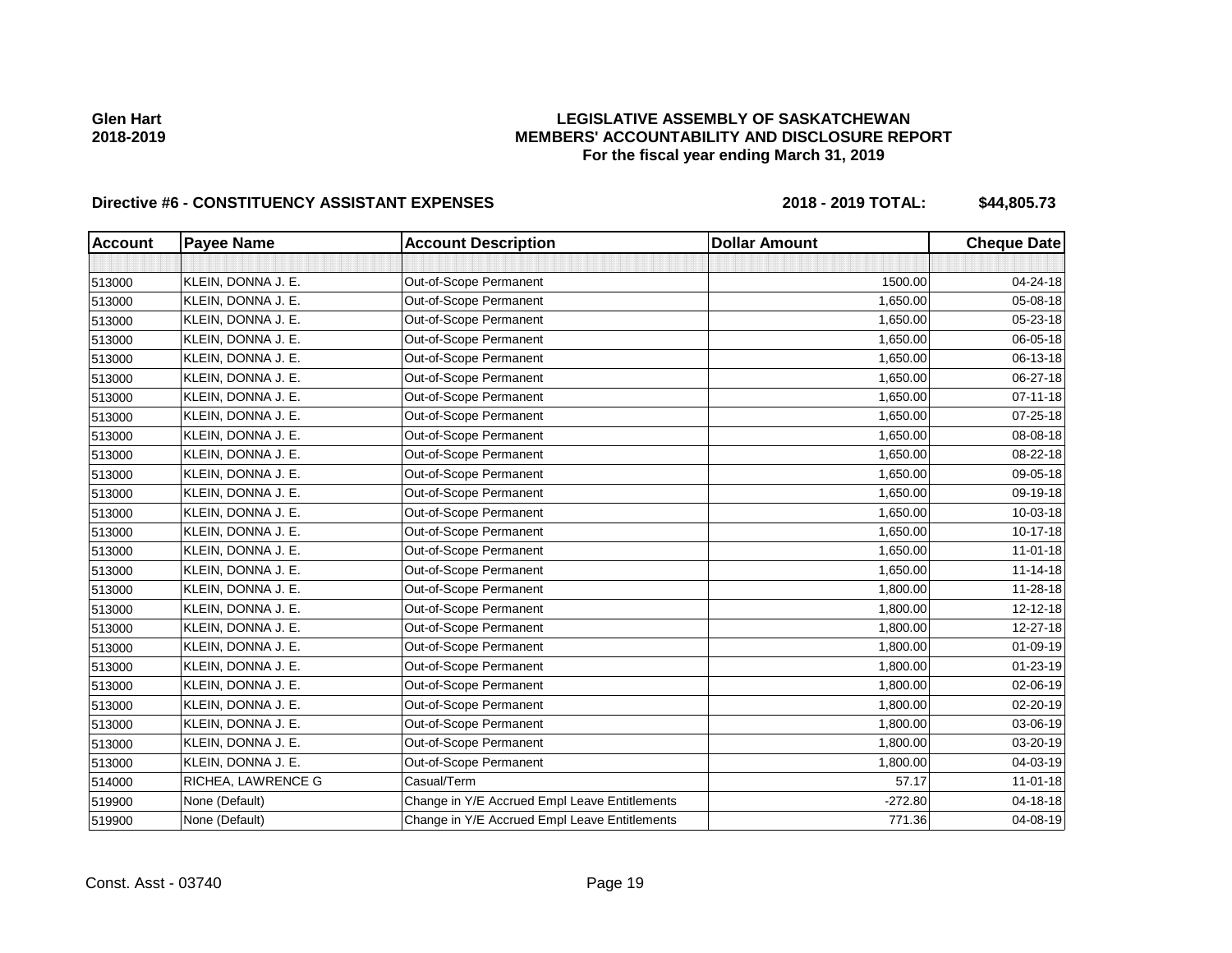**Glen Hart**
**2018-2019**

**LEGISLATIVE ASSEMBLY OF SASKATCHEWAN**
**MEMBERS' ACCOUNTABILITY AND DISCLOSURE REPORT**
**For the fiscal year ending March 31, 2019**

**Directive #6 - CONSTITUENCY ASSISTANT EXPENSES** **2018 - 2019 TOTAL: $44,805.73**

| Account | Payee Name | Account Description | Dollar Amount | Cheque Date |
|---|---|---|---|---|
| | | | | |
| 513000 | KLEIN, DONNA J. E. | Out-of-Scope Permanent | 1500.00 | 04-24-18 |
| 513000 | KLEIN, DONNA J. E. | Out-of-Scope Permanent | 1,650.00 | 05-08-18 |
| 513000 | KLEIN, DONNA J. E. | Out-of-Scope Permanent | 1,650.00 | 05-23-18 |
| 513000 | KLEIN, DONNA J. E. | Out-of-Scope Permanent | 1,650.00 | 06-05-18 |
| 513000 | KLEIN, DONNA J. E. | Out-of-Scope Permanent | 1,650.00 | 06-13-18 |
| 513000 | KLEIN, DONNA J. E. | Out-of-Scope Permanent | 1,650.00 | 06-27-18 |
| 513000 | KLEIN, DONNA J. E. | Out-of-Scope Permanent | 1,650.00 | 07-11-18 |
| 513000 | KLEIN, DONNA J. E. | Out-of-Scope Permanent | 1,650.00 | 07-25-18 |
| 513000 | KLEIN, DONNA J. E. | Out-of-Scope Permanent | 1,650.00 | 08-08-18 |
| 513000 | KLEIN, DONNA J. E. | Out-of-Scope Permanent | 1,650.00 | 08-22-18 |
| 513000 | KLEIN, DONNA J. E. | Out-of-Scope Permanent | 1,650.00 | 09-05-18 |
| 513000 | KLEIN, DONNA J. E. | Out-of-Scope Permanent | 1,650.00 | 09-19-18 |
| 513000 | KLEIN, DONNA J. E. | Out-of-Scope Permanent | 1,650.00 | 10-03-18 |
| 513000 | KLEIN, DONNA J. E. | Out-of-Scope Permanent | 1,650.00 | 10-17-18 |
| 513000 | KLEIN, DONNA J. E. | Out-of-Scope Permanent | 1,650.00 | 11-01-18 |
| 513000 | KLEIN, DONNA J. E. | Out-of-Scope Permanent | 1,650.00 | 11-14-18 |
| 513000 | KLEIN, DONNA J. E. | Out-of-Scope Permanent | 1,800.00 | 11-28-18 |
| 513000 | KLEIN, DONNA J. E. | Out-of-Scope Permanent | 1,800.00 | 12-12-18 |
| 513000 | KLEIN, DONNA J. E. | Out-of-Scope Permanent | 1,800.00 | 12-27-18 |
| 513000 | KLEIN, DONNA J. E. | Out-of-Scope Permanent | 1,800.00 | 01-09-19 |
| 513000 | KLEIN, DONNA J. E. | Out-of-Scope Permanent | 1,800.00 | 01-23-19 |
| 513000 | KLEIN, DONNA J. E. | Out-of-Scope Permanent | 1,800.00 | 02-06-19 |
| 513000 | KLEIN, DONNA J. E. | Out-of-Scope Permanent | 1,800.00 | 02-20-19 |
| 513000 | KLEIN, DONNA J. E. | Out-of-Scope Permanent | 1,800.00 | 03-06-19 |
| 513000 | KLEIN, DONNA J. E. | Out-of-Scope Permanent | 1,800.00 | 03-20-19 |
| 513000 | KLEIN, DONNA J. E. | Out-of-Scope Permanent | 1,800.00 | 04-03-19 |
| 514000 | RICHEA, LAWRENCE G | Casual/Term | 57.17 | 11-01-18 |
| 519900 | None (Default) | Change in Y/E Accrued Empl Leave Entitlements | -272.80 | 04-18-18 |
| 519900 | None (Default) | Change in Y/E Accrued Empl Leave Entitlements | 771.36 | 04-08-19 |

Const. Asst - 03740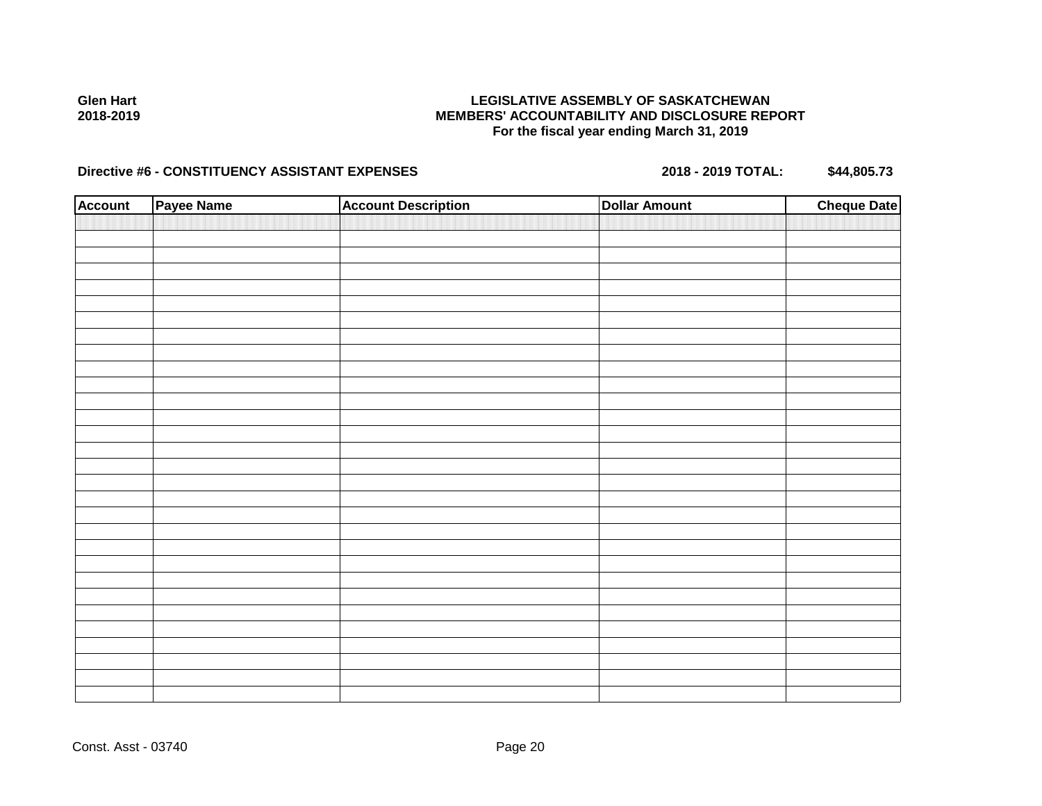**Glen Hart**
**2018-2019**

**LEGISLATIVE ASSEMBLY OF SASKATCHEWAN**
**MEMBERS' ACCOUNTABILITY AND DISCLOSURE REPORT**
**For the fiscal year ending March 31, 2019**

**Directive #6 - CONSTITUENCY ASSISTANT EXPENSES** **2018 - 2019 TOTAL: $44,805.73**

| Account | Payee Name | Account Description | Dollar Amount | Cheque Date |
|---|---|---|---|---|
| | | | | |

Const. Asst - 03740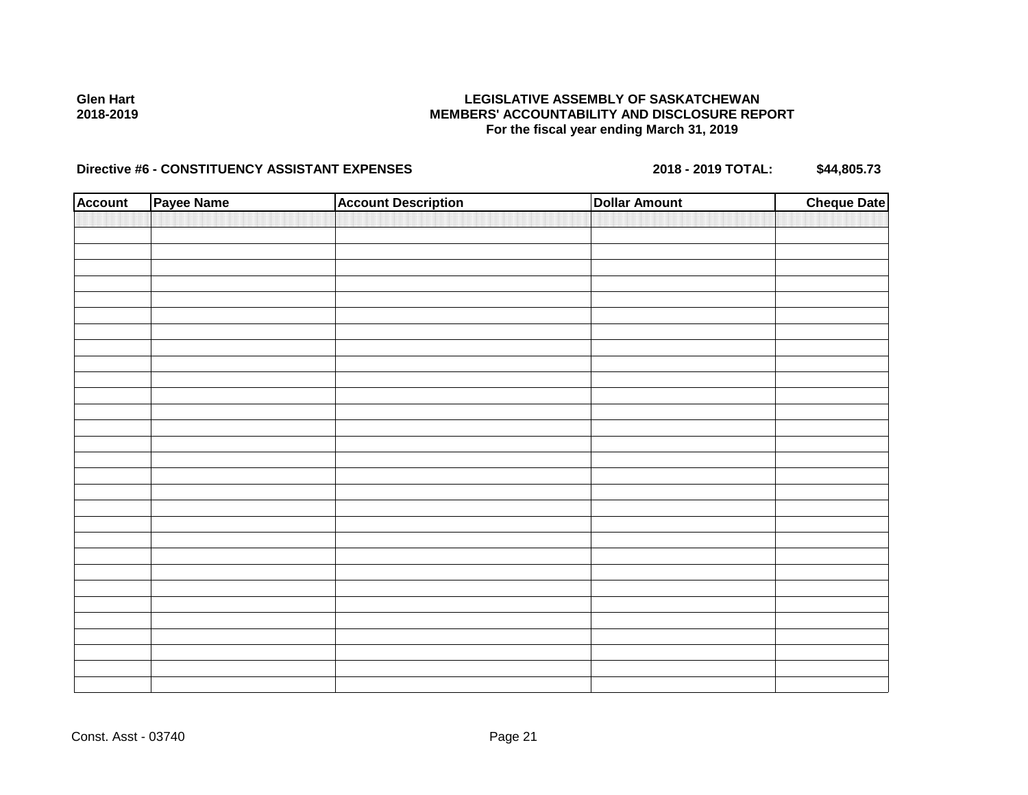**Glen Hart**
**2018-2019**

**LEGISLATIVE ASSEMBLY OF SASKATCHEWAN**
**MEMBERS' ACCOUNTABILITY AND DISCLOSURE REPORT**
**For the fiscal year ending March 31, 2019**

**Directive #6 - CONSTITUENCY ASSISTANT EXPENSES** **2018 - 2019 TOTAL:** **$44,805.73**

| Account | Payee Name | Account Description | Dollar Amount | Cheque Date |
|---|---|---|---|---|
| | | | | |

Const. Asst - 03740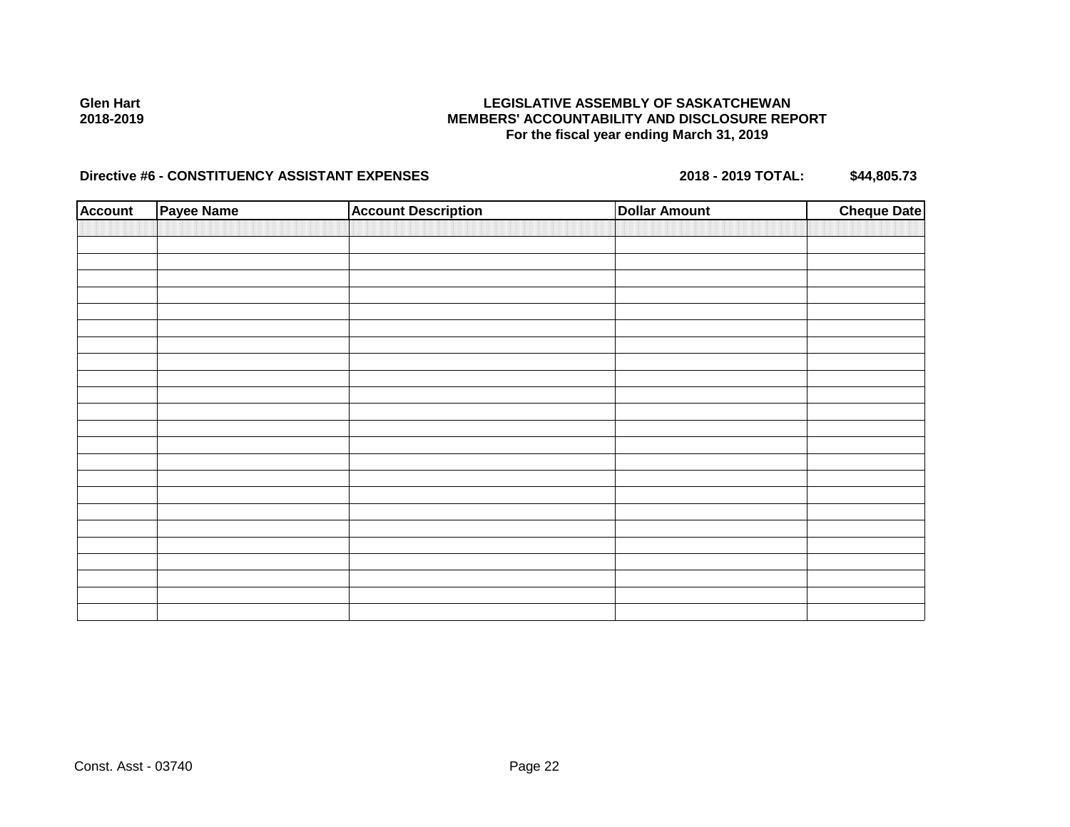**Glen Hart**
**2018-2019**

**LEGISLATIVE ASSEMBLY OF SASKATCHEWAN**
**MEMBERS' ACCOUNTABILITY AND DISCLOSURE REPORT**
**For the fiscal year ending March 31, 2019**

**Directive #6 - CONSTITUENCY ASSISTANT EXPENSES** **2018 - 2019 TOTAL: $44,805.73**

| Account | Payee Name | Account Description | Dollar Amount | Cheque Date |
|---|---|---|---|---|
| | | | | |
| | | | | |
| | | | | |
| | | | | |
| | | | | |
| | | | | |
| | | | | |
| | | | | |
| | | | | |
| | | | | |
| | | | | |
| | | | | |
| | | | | |
| | | | | |
| | | | | |
| | | | | |
| | | | | |
| | | | | |
| | | | | |
| | | | | |
| | | | | |
| | | | | |
| | | | | |
| | | | | |

Const. Asst - 03740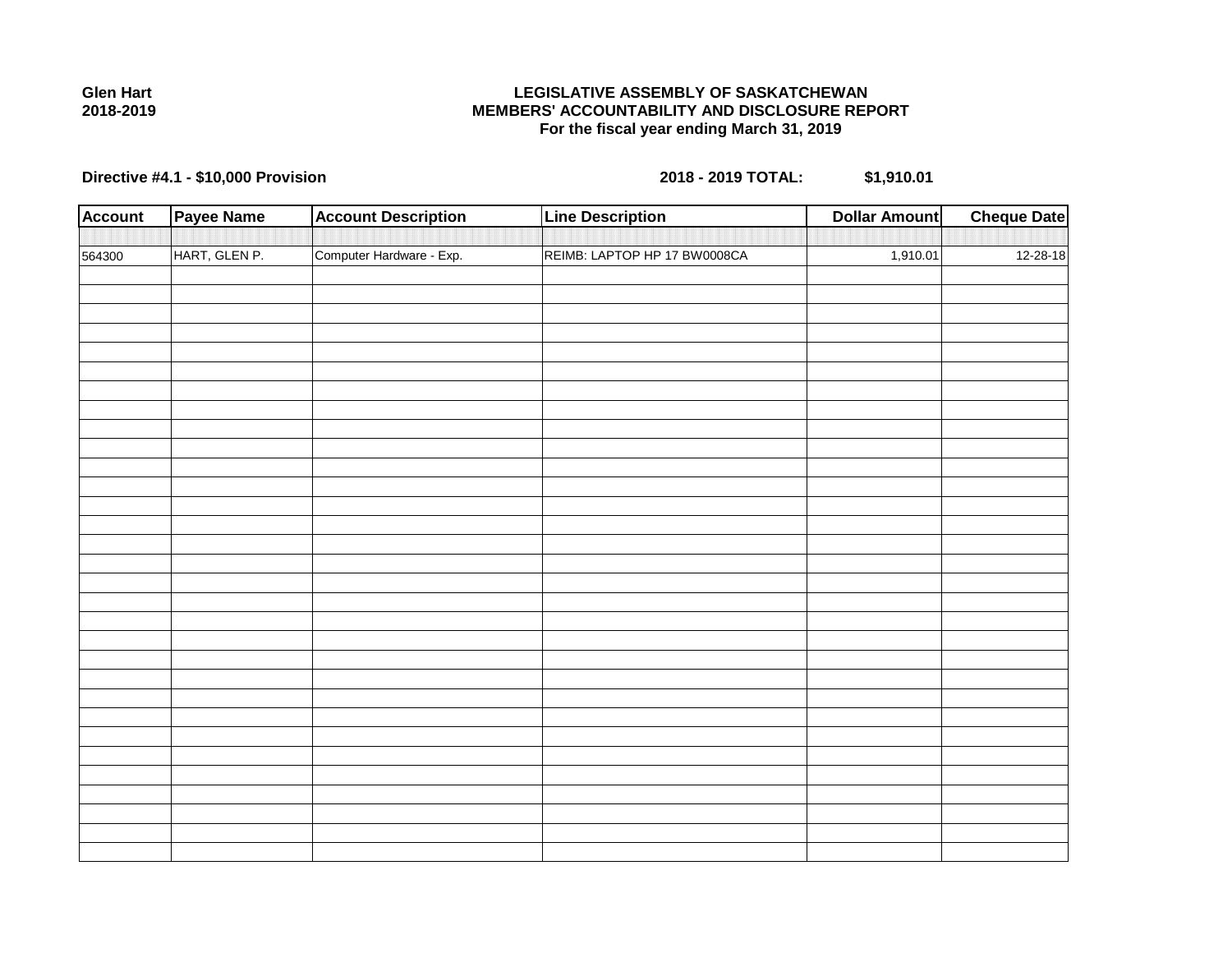**Glen Hart**
**2018-2019**

**LEGISLATIVE ASSEMBLY OF SASKATCHEWAN**
**MEMBERS' ACCOUNTABILITY AND DISCLOSURE REPORT**
**For the fiscal year ending March 31, 2019**

**Directive #4.1 - $10,000 Provision** **2018 - 2019 TOTAL: $1,910.01**

| Account | Payee Name | Account Description | Line Description | Dollar Amount | Cheque Date |
|---|---|---|---|---|---|
| 564300 | HART, GLEN P. | Computer Hardware - Exp. | REIMB: LAPTOP HP 17 BW0008CA | 1,910.01 | 12-28-18 |